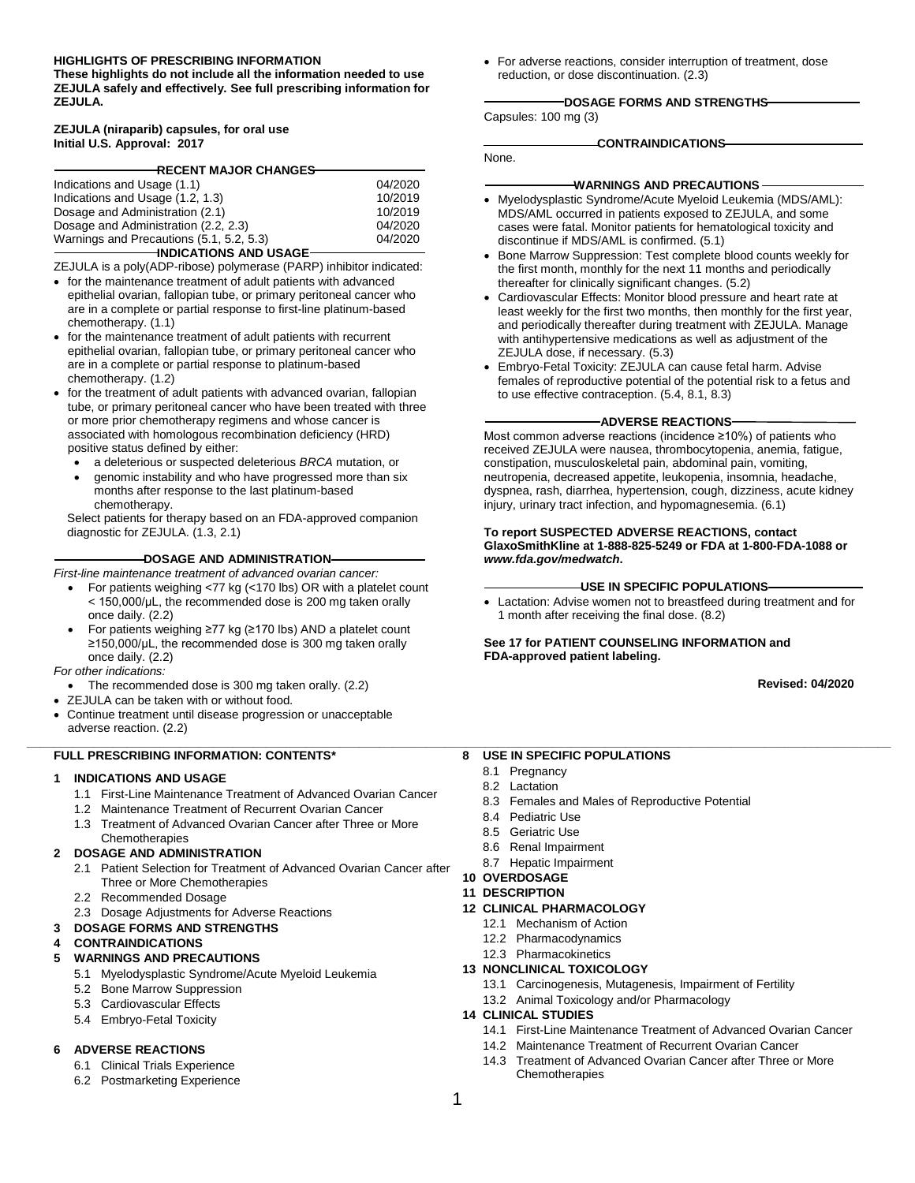**HIGHLIGHTS OF PRESCRIBING INFORMATION**
**These highlights do not include all the information needed to use ZEJULA safely and effectively. See full prescribing information for ZEJULA.**

**ZEJULA (niraparib) capsules, for oral use**
**Initial U.S. Approval: 2017**

## RECENT MAJOR CHANGES

| | |
|---|---|
| Indications and Usage (1.1) | 04/2020 |
| Indications and Usage (1.2, 1.3) | 10/2019 |
| Dosage and Administration (2.1) | 10/2019 |
| Dosage and Administration (2.2, 2.3) | 04/2020 |
| Warnings and Precautions (5.1, 5.2, 5.3) | 04/2020 |

## INDICATIONS AND USAGE

ZEJULA is a poly(ADP-ribose) polymerase (PARP) inhibitor indicated:

- for the maintenance treatment of adult patients with advanced epithelial ovarian, fallopian tube, or primary peritoneal cancer who are in a complete or partial response to first-line platinum-based chemotherapy. (1.1)
- for the maintenance treatment of adult patients with recurrent epithelial ovarian, fallopian tube, or primary peritoneal cancer who are in a complete or partial response to platinum-based chemotherapy. (1.2)
- for the treatment of adult patients with advanced ovarian, fallopian tube, or primary peritoneal cancer who have been treated with three or more prior chemotherapy regimens and whose cancer is associated with homologous recombination deficiency (HRD) positive status defined by either:
  - a deleterious or suspected deleterious *BRCA* mutation, or
  - genomic instability and who have progressed more than six months after response to the last platinum-based chemotherapy.

  Select patients for therapy based on an FDA-approved companion diagnostic for ZEJULA. (1.3, 2.1)

## DOSAGE AND ADMINISTRATION

*First-line maintenance treatment of advanced ovarian cancer:*

- For patients weighing <77 kg (<170 lbs) OR with a platelet count < 150,000/µL, the recommended dose is 200 mg taken orally once daily. (2.2)
- For patients weighing ≥77 kg (≥170 lbs) AND a platelet count ≥150,000/µL, the recommended dose is 300 mg taken orally once daily. (2.2)

*For other indications:*

- The recommended dose is 300 mg taken orally. (2.2)

- ZEJULA can be taken with or without food.
- Continue treatment until disease progression or unacceptable adverse reaction. (2.2)
- For adverse reactions, consider interruption of treatment, dose reduction, or dose discontinuation. (2.3)

## DOSAGE FORMS AND STRENGTHS

Capsules: 100 mg (3)

## CONTRAINDICATIONS

None.

## WARNINGS AND PRECAUTIONS

- Myelodysplastic Syndrome/Acute Myeloid Leukemia (MDS/AML): MDS/AML occurred in patients exposed to ZEJULA, and some cases were fatal. Monitor patients for hematological toxicity and discontinue if MDS/AML is confirmed. (5.1)
- Bone Marrow Suppression: Test complete blood counts weekly for the first month, monthly for the next 11 months and periodically thereafter for clinically significant changes. (5.2)
- Cardiovascular Effects: Monitor blood pressure and heart rate at least weekly for the first two months, then monthly for the first year, and periodically thereafter during treatment with ZEJULA. Manage with antihypertensive medications as well as adjustment of the ZEJULA dose, if necessary. (5.3)
- Embryo-Fetal Toxicity: ZEJULA can cause fetal harm. Advise females of reproductive potential of the potential risk to a fetus and to use effective contraception. (5.4, 8.1, 8.3)

## ADVERSE REACTIONS

Most common adverse reactions (incidence ≥10%) of patients who received ZEJULA were nausea, thrombocytopenia, anemia, fatigue, constipation, musculoskeletal pain, abdominal pain, vomiting, neutropenia, decreased appetite, leukopenia, insomnia, headache, dyspnea, rash, diarrhea, hypertension, cough, dizziness, acute kidney injury, urinary tract infection, and hypomagnesemia. (6.1)

**To report SUSPECTED ADVERSE REACTIONS, contact GlaxoSmithKline at 1-888-825-5249 or FDA at 1-800-FDA-1088 or *www.fda.gov/medwatch*.**

## USE IN SPECIFIC POPULATIONS

- Lactation: Advise women not to breastfeed during treatment and for 1 month after receiving the final dose. (8.2)

**See 17 for PATIENT COUNSELING INFORMATION and FDA-approved patient labeling.**

**Revised: 04/2020**

---

**FULL PRESCRIBING INFORMATION: CONTENTS***

**1 INDICATIONS AND USAGE**
- 1.1 First-Line Maintenance Treatment of Advanced Ovarian Cancer
- 1.2 Maintenance Treatment of Recurrent Ovarian Cancer
- 1.3 Treatment of Advanced Ovarian Cancer after Three or More Chemotherapies

**2 DOSAGE AND ADMINISTRATION**
- 2.1 Patient Selection for Treatment of Advanced Ovarian Cancer after Three or More Chemotherapies
- 2.2 Recommended Dosage
- 2.3 Dosage Adjustments for Adverse Reactions

**3 DOSAGE FORMS AND STRENGTHS**

**4 CONTRAINDICATIONS**

**5 WARNINGS AND PRECAUTIONS**
- 5.1 Myelodysplastic Syndrome/Acute Myeloid Leukemia
- 5.2 Bone Marrow Suppression
- 5.3 Cardiovascular Effects
- 5.4 Embryo-Fetal Toxicity

**6 ADVERSE REACTIONS**
- 6.1 Clinical Trials Experience
- 6.2 Postmarketing Experience

**8 USE IN SPECIFIC POPULATIONS**
- 8.1 Pregnancy
- 8.2 Lactation
- 8.3 Females and Males of Reproductive Potential
- 8.4 Pediatric Use
- 8.5 Geriatric Use
- 8.6 Renal Impairment
- 8.7 Hepatic Impairment

**10 OVERDOSAGE**

**11 DESCRIPTION**

**12 CLINICAL PHARMACOLOGY**
- 12.1 Mechanism of Action
- 12.2 Pharmacodynamics
- 12.3 Pharmacokinetics

**13 NONCLINICAL TOXICOLOGY**
- 13.1 Carcinogenesis, Mutagenesis, Impairment of Fertility
- 13.2 Animal Toxicology and/or Pharmacology

**14 CLINICAL STUDIES**
- 14.1 First-Line Maintenance Treatment of Advanced Ovarian Cancer
- 14.2 Maintenance Treatment of Recurrent Ovarian Cancer
- 14.3 Treatment of Advanced Ovarian Cancer after Three or More Chemotherapies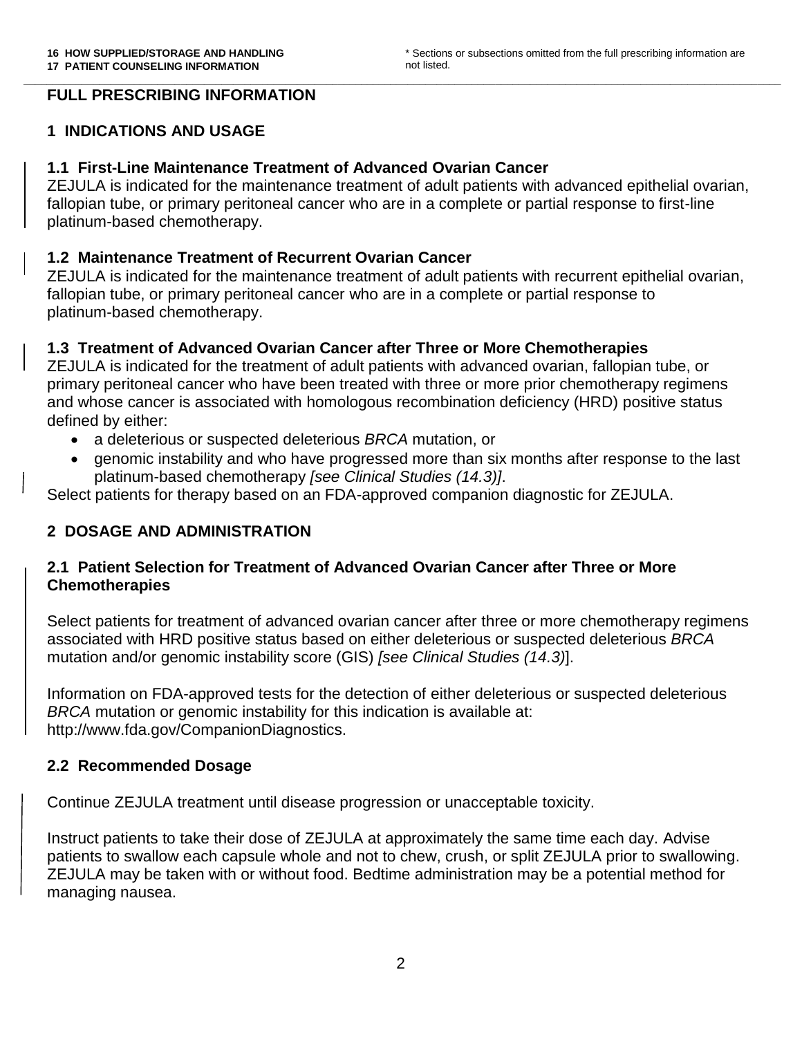**16 HOW SUPPLIED/STORAGE AND HANDLING**
**17 PATIENT COUNSELING INFORMATION**

\* Sections or subsections omitted from the full prescribing information are not listed.

## FULL PRESCRIBING INFORMATION

## 1 INDICATIONS AND USAGE

### 1.1 First-Line Maintenance Treatment of Advanced Ovarian Cancer

ZEJULA is indicated for the maintenance treatment of adult patients with advanced epithelial ovarian, fallopian tube, or primary peritoneal cancer who are in a complete or partial response to first-line platinum-based chemotherapy.

### 1.2 Maintenance Treatment of Recurrent Ovarian Cancer

ZEJULA is indicated for the maintenance treatment of adult patients with recurrent epithelial ovarian, fallopian tube, or primary peritoneal cancer who are in a complete or partial response to platinum-based chemotherapy.

### 1.3 Treatment of Advanced Ovarian Cancer after Three or More Chemotherapies

ZEJULA is indicated for the treatment of adult patients with advanced ovarian, fallopian tube, or primary peritoneal cancer who have been treated with three or more prior chemotherapy regimens and whose cancer is associated with homologous recombination deficiency (HRD) positive status defined by either:

- a deleterious or suspected deleterious *BRCA* mutation, or
- genomic instability and who have progressed more than six months after response to the last platinum-based chemotherapy *[see Clinical Studies (14.3)]*.

Select patients for therapy based on an FDA-approved companion diagnostic for ZEJULA.

## 2 DOSAGE AND ADMINISTRATION

### 2.1 Patient Selection for Treatment of Advanced Ovarian Cancer after Three or More Chemotherapies

Select patients for treatment of advanced ovarian cancer after three or more chemotherapy regimens associated with HRD positive status based on either deleterious or suspected deleterious *BRCA* mutation and/or genomic instability score (GIS) *[see Clinical Studies (14.3)*].

Information on FDA-approved tests for the detection of either deleterious or suspected deleterious *BRCA* mutation or genomic instability for this indication is available at: http://www.fda.gov/CompanionDiagnostics.

### 2.2 Recommended Dosage

Continue ZEJULA treatment until disease progression or unacceptable toxicity.

Instruct patients to take their dose of ZEJULA at approximately the same time each day. Advise patients to swallow each capsule whole and not to chew, crush, or split ZEJULA prior to swallowing. ZEJULA may be taken with or without food. Bedtime administration may be a potential method for managing nausea.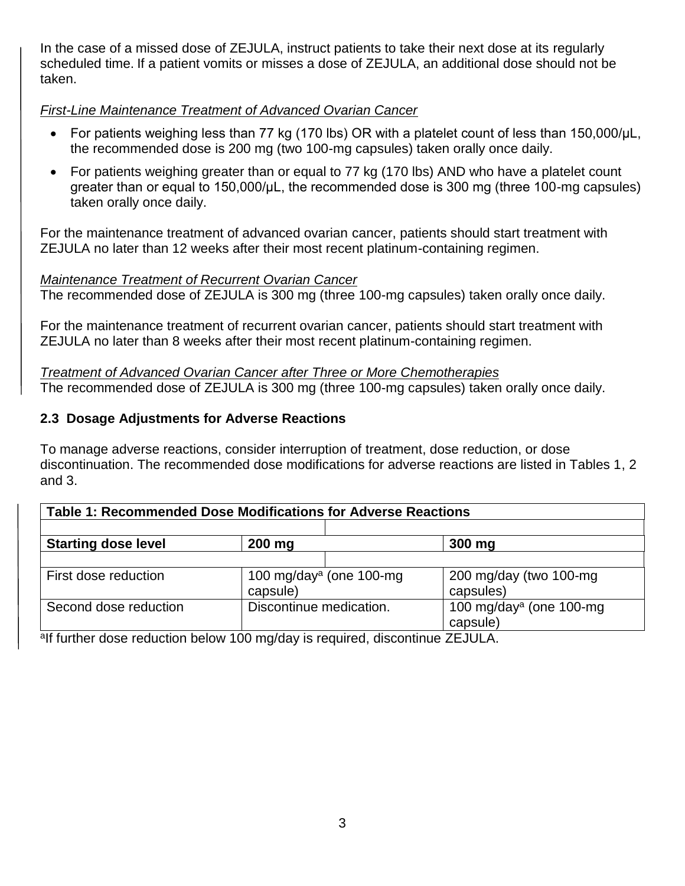In the case of a missed dose of ZEJULA, instruct patients to take their next dose at its regularly scheduled time. If a patient vomits or misses a dose of ZEJULA, an additional dose should not be taken.

*First-Line Maintenance Treatment of Advanced Ovarian Cancer*

- For patients weighing less than 77 kg (170 lbs) OR with a platelet count of less than 150,000/μL, the recommended dose is 200 mg (two 100-mg capsules) taken orally once daily.
- For patients weighing greater than or equal to 77 kg (170 lbs) AND who have a platelet count greater than or equal to 150,000/μL, the recommended dose is 300 mg (three 100-mg capsules) taken orally once daily.

For the maintenance treatment of advanced ovarian cancer, patients should start treatment with ZEJULA no later than 12 weeks after their most recent platinum-containing regimen.

*Maintenance Treatment of Recurrent Ovarian Cancer*
The recommended dose of ZEJULA is 300 mg (three 100-mg capsules) taken orally once daily.

For the maintenance treatment of recurrent ovarian cancer, patients should start treatment with ZEJULA no later than 8 weeks after their most recent platinum-containing regimen.

*Treatment of Advanced Ovarian Cancer after Three or More Chemotherapies*
The recommended dose of ZEJULA is 300 mg (three 100-mg capsules) taken orally once daily.

### 2.3 Dosage Adjustments for Adverse Reactions

To manage adverse reactions, consider interruption of treatment, dose reduction, or dose discontinuation. The recommended dose modifications for adverse reactions are listed in Tables 1, 2 and 3.

**Table 1: Recommended Dose Modifications for Adverse Reactions**

| **Starting dose level** | **200 mg** | **300 mg** |
|---|---|---|
| First dose reduction | 100 mg/day[a] (one 100-mg capsule) | 200 mg/day (two 100-mg capsules) |
| Second dose reduction | Discontinue medication. | 100 mg/day[a] (one 100-mg capsule) |

[a]If further dose reduction below 100 mg/day is required, discontinue ZEJULA.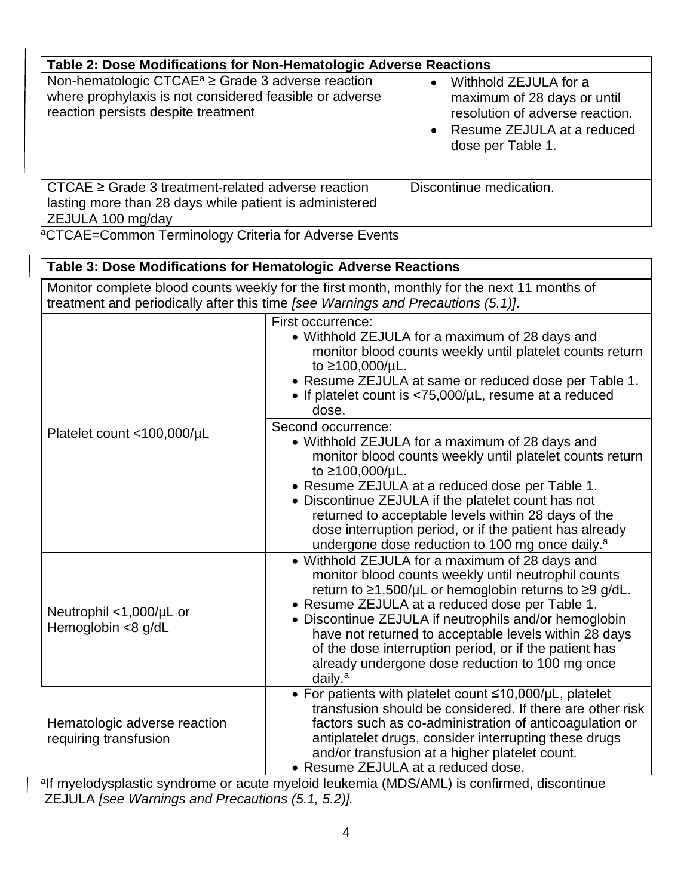| Table 2: Dose Modifications for Non-Hematologic Adverse Reactions | |
|---|---|
| Non-hematologic CTCAE[a] ≥ Grade 3 adverse reaction where prophylaxis is not considered feasible or adverse reaction persists despite treatment | • Withhold ZEJULA for a maximum of 28 days or until resolution of adverse reaction.<br>• Resume ZEJULA at a reduced dose per Table 1. |
| CTCAE ≥ Grade 3 treatment-related adverse reaction lasting more than 28 days while patient is administered ZEJULA 100 mg/day | Discontinue medication. |

[a]CTCAE=Common Terminology Criteria for Adverse Events

| Table 3: Dose Modifications for Hematologic Adverse Reactions | |
|---|---|
| Monitor complete blood counts weekly for the first month, monthly for the next 11 months of treatment and periodically after this time *[see Warnings and Precautions (5.1)]*. | |
| Platelet count <100,000/µL | First occurrence:<br>• Withhold ZEJULA for a maximum of 28 days and monitor blood counts weekly until platelet counts return to ≥100,000/µL.<br>• Resume ZEJULA at same or reduced dose per Table 1.<br>• If platelet count is <75,000/µL, resume at a reduced dose. |
| | Second occurrence:<br>• Withhold ZEJULA for a maximum of 28 days and monitor blood counts weekly until platelet counts return to ≥100,000/µL.<br>• Resume ZEJULA at a reduced dose per Table 1.<br>• Discontinue ZEJULA if the platelet count has not returned to acceptable levels within 28 days of the dose interruption period, or if the patient has already undergone dose reduction to 100 mg once daily.[a] |
| Neutrophil <1,000/µL or Hemoglobin <8 g/dL | • Withhold ZEJULA for a maximum of 28 days and monitor blood counts weekly until neutrophil counts return to ≥1,500/µL or hemoglobin returns to ≥9 g/dL.<br>• Resume ZEJULA at a reduced dose per Table 1.<br>• Discontinue ZEJULA if neutrophils and/or hemoglobin have not returned to acceptable levels within 28 days of the dose interruption period, or if the patient has already undergone dose reduction to 100 mg once daily.[a] |
| Hematologic adverse reaction requiring transfusion | • For patients with platelet count ≤10,000/µL, platelet transfusion should be considered. If there are other risk factors such as co-administration of anticoagulation or antiplatelet drugs, consider interrupting these drugs and/or transfusion at a higher platelet count.<br>• Resume ZEJULA at a reduced dose. |

[a]If myelodysplastic syndrome or acute myeloid leukemia (MDS/AML) is confirmed, discontinue ZEJULA *[see Warnings and Precautions (5.1, 5.2)].*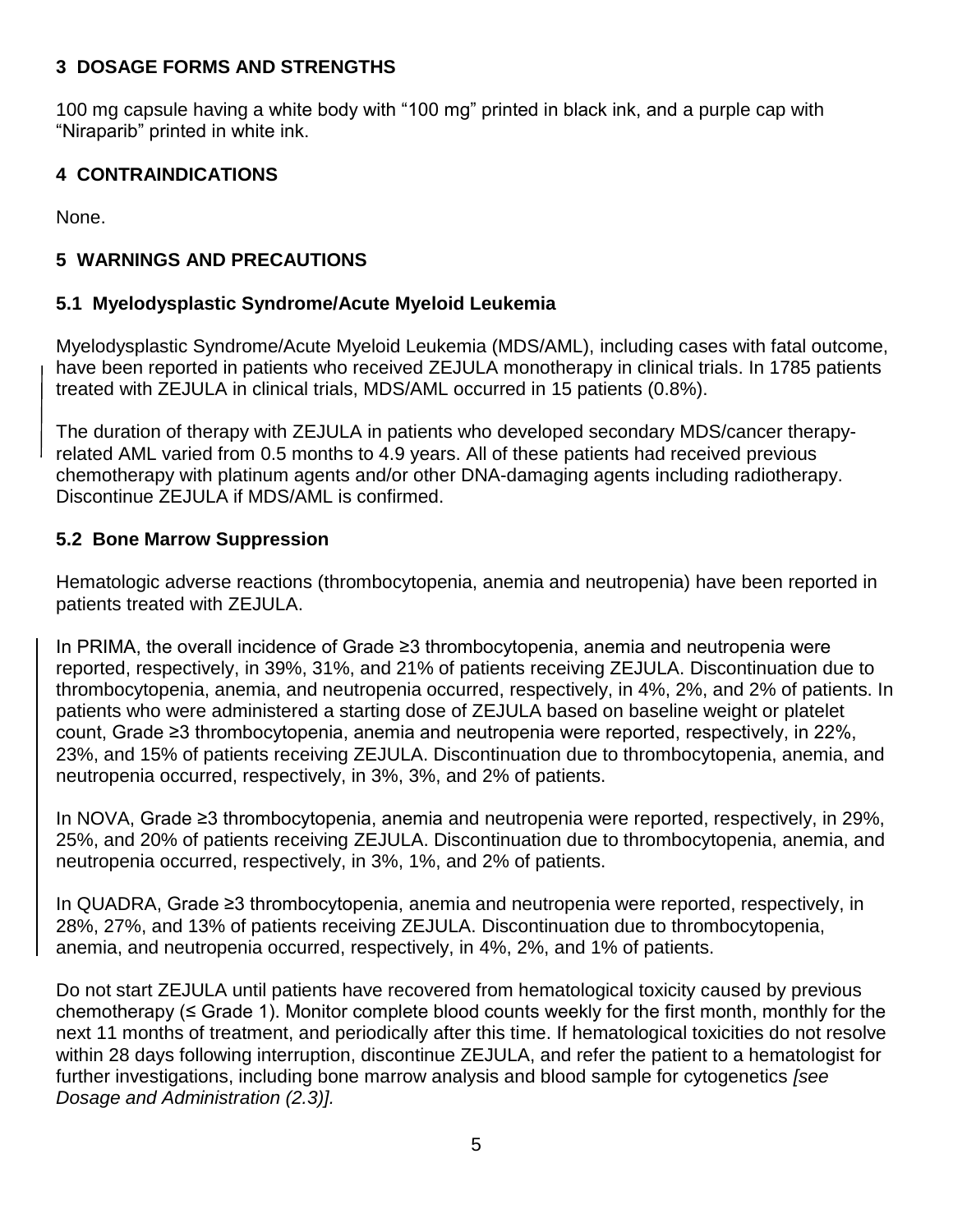## 3 DOSAGE FORMS AND STRENGTHS

100 mg capsule having a white body with “100 mg” printed in black ink, and a purple cap with “Niraparib” printed in white ink.

## 4 CONTRAINDICATIONS

None.

## 5 WARNINGS AND PRECAUTIONS

### 5.1 Myelodysplastic Syndrome/Acute Myeloid Leukemia

Myelodysplastic Syndrome/Acute Myeloid Leukemia (MDS/AML), including cases with fatal outcome, have been reported in patients who received ZEJULA monotherapy in clinical trials. In 1785 patients treated with ZEJULA in clinical trials, MDS/AML occurred in 15 patients (0.8%).

The duration of therapy with ZEJULA in patients who developed secondary MDS/cancer therapy-related AML varied from 0.5 months to 4.9 years. All of these patients had received previous chemotherapy with platinum agents and/or other DNA-damaging agents including radiotherapy. Discontinue ZEJULA if MDS/AML is confirmed.

### 5.2 Bone Marrow Suppression

Hematologic adverse reactions (thrombocytopenia, anemia and neutropenia) have been reported in patients treated with ZEJULA.

In PRIMA, the overall incidence of Grade ≥3 thrombocytopenia, anemia and neutropenia were reported, respectively, in 39%, 31%, and 21% of patients receiving ZEJULA. Discontinuation due to thrombocytopenia, anemia, and neutropenia occurred, respectively, in 4%, 2%, and 2% of patients. In patients who were administered a starting dose of ZEJULA based on baseline weight or platelet count, Grade ≥3 thrombocytopenia, anemia and neutropenia were reported, respectively, in 22%, 23%, and 15% of patients receiving ZEJULA. Discontinuation due to thrombocytopenia, anemia, and neutropenia occurred, respectively, in 3%, 3%, and 2% of patients.

In NOVA, Grade ≥3 thrombocytopenia, anemia and neutropenia were reported, respectively, in 29%, 25%, and 20% of patients receiving ZEJULA. Discontinuation due to thrombocytopenia, anemia, and neutropenia occurred, respectively, in 3%, 1%, and 2% of patients.

In QUADRA, Grade ≥3 thrombocytopenia, anemia and neutropenia were reported, respectively, in 28%, 27%, and 13% of patients receiving ZEJULA. Discontinuation due to thrombocytopenia, anemia, and neutropenia occurred, respectively, in 4%, 2%, and 1% of patients.

Do not start ZEJULA until patients have recovered from hematological toxicity caused by previous chemotherapy (≤ Grade 1). Monitor complete blood counts weekly for the first month, monthly for the next 11 months of treatment, and periodically after this time. If hematological toxicities do not resolve within 28 days following interruption, discontinue ZEJULA, and refer the patient to a hematologist for further investigations, including bone marrow analysis and blood sample for cytogenetics *[see Dosage and Administration (2.3)].*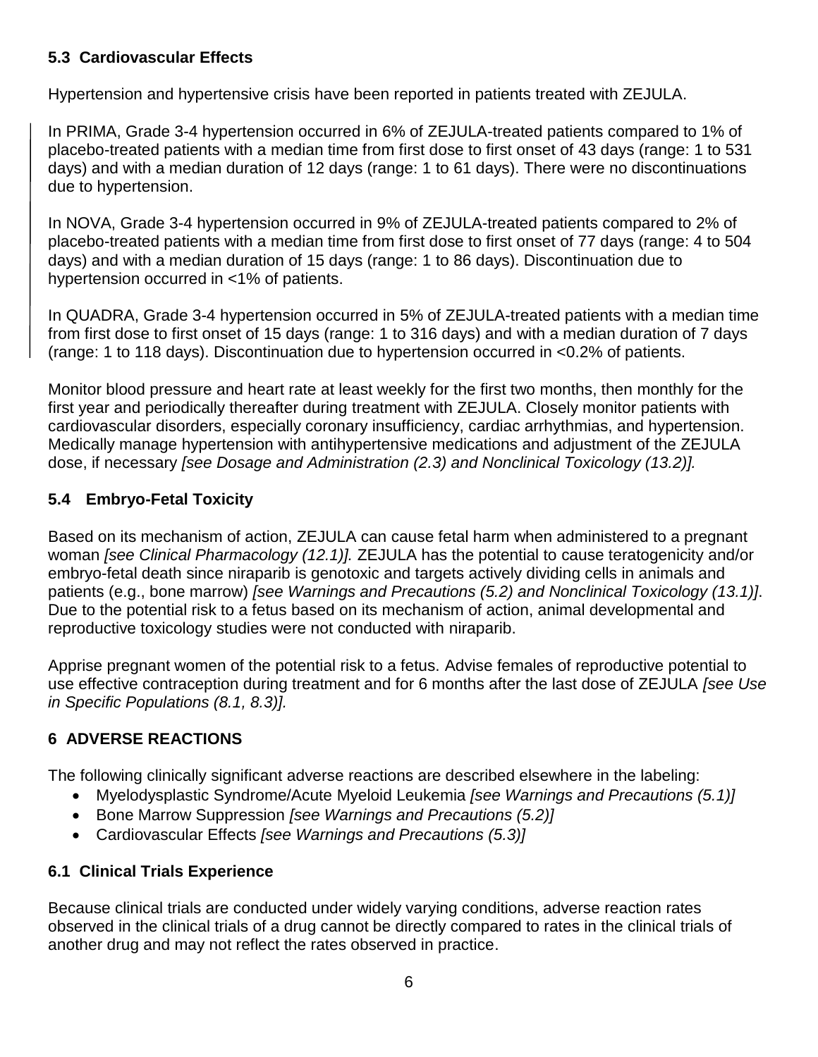### 5.3 Cardiovascular Effects

Hypertension and hypertensive crisis have been reported in patients treated with ZEJULA.

In PRIMA, Grade 3-4 hypertension occurred in 6% of ZEJULA-treated patients compared to 1% of placebo-treated patients with a median time from first dose to first onset of 43 days (range: 1 to 531 days) and with a median duration of 12 days (range: 1 to 61 days). There were no discontinuations due to hypertension.

In NOVA, Grade 3-4 hypertension occurred in 9% of ZEJULA-treated patients compared to 2% of placebo-treated patients with a median time from first dose to first onset of 77 days (range: 4 to 504 days) and with a median duration of 15 days (range: 1 to 86 days). Discontinuation due to hypertension occurred in <1% of patients.

In QUADRA, Grade 3-4 hypertension occurred in 5% of ZEJULA-treated patients with a median time from first dose to first onset of 15 days (range: 1 to 316 days) and with a median duration of 7 days (range: 1 to 118 days). Discontinuation due to hypertension occurred in <0.2% of patients.

Monitor blood pressure and heart rate at least weekly for the first two months, then monthly for the first year and periodically thereafter during treatment with ZEJULA. Closely monitor patients with cardiovascular disorders, especially coronary insufficiency, cardiac arrhythmias, and hypertension. Medically manage hypertension with antihypertensive medications and adjustment of the ZEJULA dose, if necessary *[see Dosage and Administration (2.3) and Nonclinical Toxicology (13.2)].*

### 5.4 Embryo-Fetal Toxicity

Based on its mechanism of action, ZEJULA can cause fetal harm when administered to a pregnant woman *[see Clinical Pharmacology (12.1)].* ZEJULA has the potential to cause teratogenicity and/or embryo-fetal death since niraparib is genotoxic and targets actively dividing cells in animals and patients (e.g., bone marrow) *[see Warnings and Precautions (5.2) and Nonclinical Toxicology (13.1)]*. Due to the potential risk to a fetus based on its mechanism of action, animal developmental and reproductive toxicology studies were not conducted with niraparib.

Apprise pregnant women of the potential risk to a fetus. Advise females of reproductive potential to use effective contraception during treatment and for 6 months after the last dose of ZEJULA *[see Use in Specific Populations (8.1, 8.3)].*

## 6 ADVERSE REACTIONS

The following clinically significant adverse reactions are described elsewhere in the labeling:

- Myelodysplastic Syndrome/Acute Myeloid Leukemia *[see Warnings and Precautions (5.1)]*
- Bone Marrow Suppression *[see Warnings and Precautions (5.2)]*
- Cardiovascular Effects *[see Warnings and Precautions (5.3)]*

### 6.1 Clinical Trials Experience

Because clinical trials are conducted under widely varying conditions, adverse reaction rates observed in the clinical trials of a drug cannot be directly compared to rates in the clinical trials of another drug and may not reflect the rates observed in practice.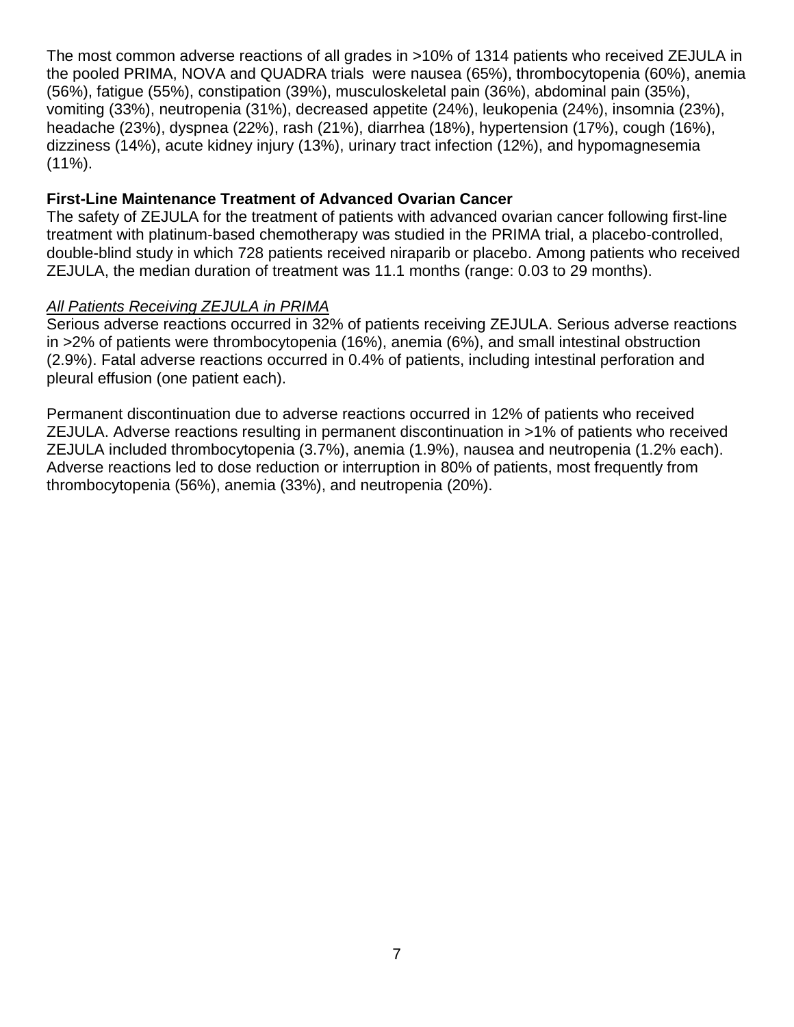The most common adverse reactions of all grades in >10% of 1314 patients who received ZEJULA in the pooled PRIMA, NOVA and QUADRA trials were nausea (65%), thrombocytopenia (60%), anemia (56%), fatigue (55%), constipation (39%), musculoskeletal pain (36%), abdominal pain (35%), vomiting (33%), neutropenia (31%), decreased appetite (24%), leukopenia (24%), insomnia (23%), headache (23%), dyspnea (22%), rash (21%), diarrhea (18%), hypertension (17%), cough (16%), dizziness (14%), acute kidney injury (13%), urinary tract infection (12%), and hypomagnesemia (11%).

**First-Line Maintenance Treatment of Advanced Ovarian Cancer**

The safety of ZEJULA for the treatment of patients with advanced ovarian cancer following first-line treatment with platinum-based chemotherapy was studied in the PRIMA trial, a placebo-controlled, double-blind study in which 728 patients received niraparib or placebo. Among patients who received ZEJULA, the median duration of treatment was 11.1 months (range: 0.03 to 29 months).

*All Patients Receiving ZEJULA in PRIMA*

Serious adverse reactions occurred in 32% of patients receiving ZEJULA. Serious adverse reactions in >2% of patients were thrombocytopenia (16%), anemia (6%), and small intestinal obstruction (2.9%). Fatal adverse reactions occurred in 0.4% of patients, including intestinal perforation and pleural effusion (one patient each).

Permanent discontinuation due to adverse reactions occurred in 12% of patients who received ZEJULA. Adverse reactions resulting in permanent discontinuation in >1% of patients who received ZEJULA included thrombocytopenia (3.7%), anemia (1.9%), nausea and neutropenia (1.2% each). Adverse reactions led to dose reduction or interruption in 80% of patients, most frequently from thrombocytopenia (56%), anemia (33%), and neutropenia (20%).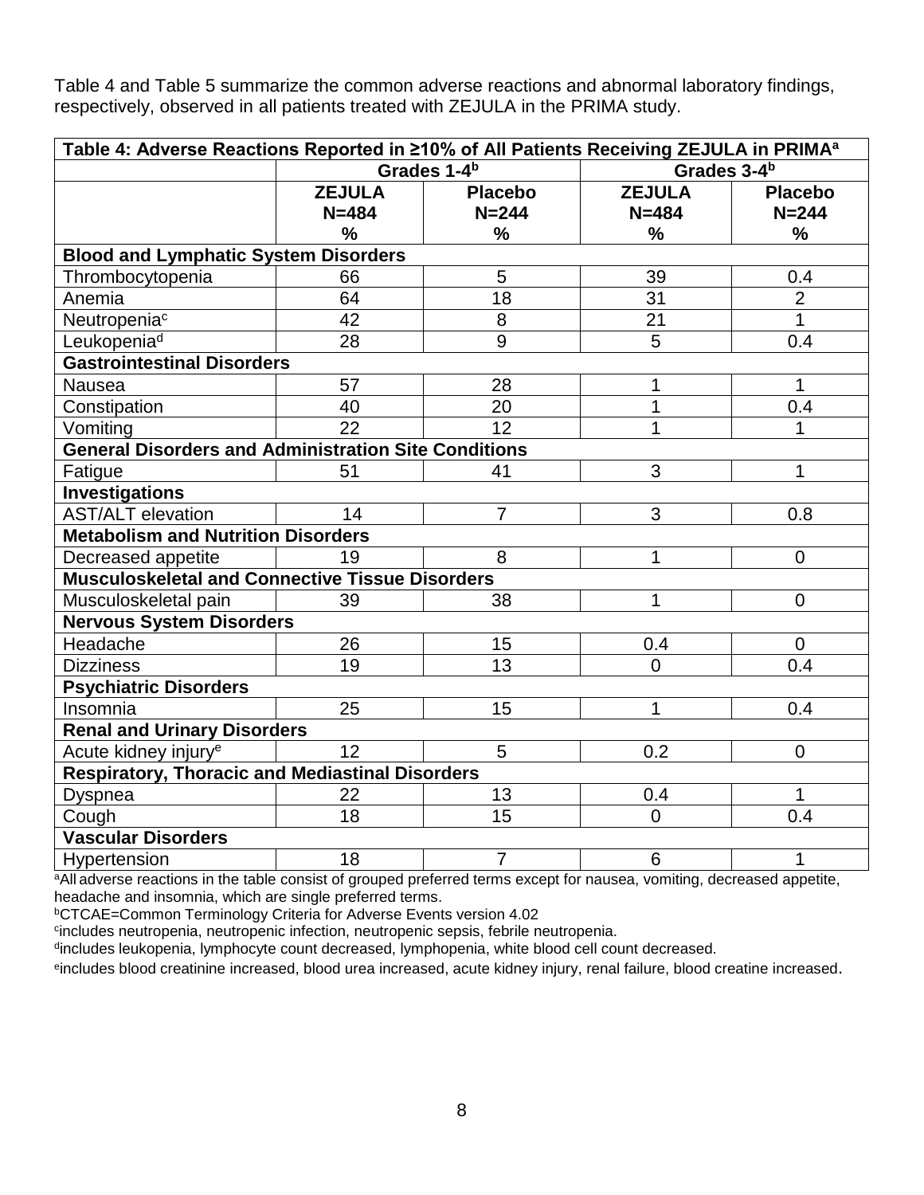Table 4 and Table 5 summarize the common adverse reactions and abnormal laboratory findings, respectively, observed in all patients treated with ZEJULA in the PRIMA study.

**Table 4: Adverse Reactions Reported in ≥10% of All Patients Receiving ZEJULA in PRIMA[a]**

| | Grades 1-4[b] | | Grades 3-4[b] | |
|---|---|---|---|---|
| | **ZEJULA N=484 %** | **Placebo N=244 %** | **ZEJULA N=484 %** | **Placebo N=244 %** |
| **Blood and Lymphatic System Disorders** | | | | |
| Thrombocytopenia | 66 | 5 | 39 | 0.4 |
| Anemia | 64 | 18 | 31 | 2 |
| Neutropenia[c] | 42 | 8 | 21 | 1 |
| Leukopenia[d] | 28 | 9 | 5 | 0.4 |
| **Gastrointestinal Disorders** | | | | |
| Nausea | 57 | 28 | 1 | 1 |
| Constipation | 40 | 20 | 1 | 0.4 |
| Vomiting | 22 | 12 | 1 | 1 |
| **General Disorders and Administration Site Conditions** | | | | |
| Fatigue | 51 | 41 | 3 | 1 |
| **Investigations** | | | | |
| AST/ALT elevation | 14 | 7 | 3 | 0.8 |
| **Metabolism and Nutrition Disorders** | | | | |
| Decreased appetite | 19 | 8 | 1 | 0 |
| **Musculoskeletal and Connective Tissue Disorders** | | | | |
| Musculoskeletal pain | 39 | 38 | 1 | 0 |
| **Nervous System Disorders** | | | | |
| Headache | 26 | 15 | 0.4 | 0 |
| Dizziness | 19 | 13 | 0 | 0.4 |
| **Psychiatric Disorders** | | | | |
| Insomnia | 25 | 15 | 1 | 0.4 |
| **Renal and Urinary Disorders** | | | | |
| Acute kidney injury[e] | 12 | 5 | 0.2 | 0 |
| **Respiratory, Thoracic and Mediastinal Disorders** | | | | |
| Dyspnea | 22 | 13 | 0.4 | 1 |
| Cough | 18 | 15 | 0 | 0.4 |
| **Vascular Disorders** | | | | |
| Hypertension | 18 | 7 | 6 | 1 |

[a]All adverse reactions in the table consist of grouped preferred terms except for nausea, vomiting, decreased appetite, headache and insomnia, which are single preferred terms.

[b]CTCAE=Common Terminology Criteria for Adverse Events version 4.02

[c]includes neutropenia, neutropenic infection, neutropenic sepsis, febrile neutropenia.

[d]includes leukopenia, lymphocyte count decreased, lymphopenia, white blood cell count decreased.

[e]includes blood creatinine increased, blood urea increased, acute kidney injury, renal failure, blood creatine increased.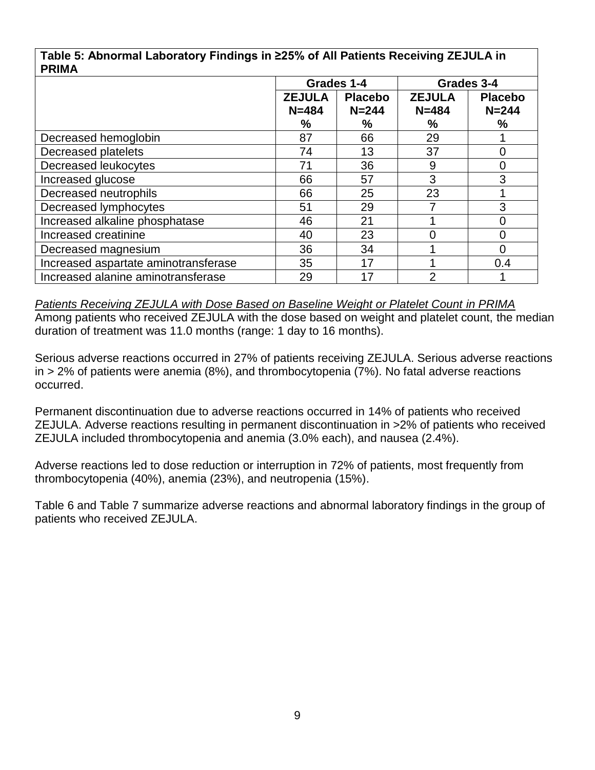| **Table 5: Abnormal Laboratory Findings in ≥25% of All Patients Receiving ZEJULA in PRIMA** | | | | |
|---|---|---|---|---|
| | **Grades 1-4** | | **Grades 3-4** | |
| | **ZEJULA N=484 %** | **Placebo N=244 %** | **ZEJULA N=484 %** | **Placebo N=244 %** |
| Decreased hemoglobin | 87 | 66 | 29 | 1 |
| Decreased platelets | 74 | 13 | 37 | 0 |
| Decreased leukocytes | 71 | 36 | 9 | 0 |
| Increased glucose | 66 | 57 | 3 | 3 |
| Decreased neutrophils | 66 | 25 | 23 | 1 |
| Decreased lymphocytes | 51 | 29 | 7 | 3 |
| Increased alkaline phosphatase | 46 | 21 | 1 | 0 |
| Increased creatinine | 40 | 23 | 0 | 0 |
| Decreased magnesium | 36 | 34 | 1 | 0 |
| Increased aspartate aminotransferase | 35 | 17 | 1 | 0.4 |
| Increased alanine aminotransferase | 29 | 17 | 2 | 1 |

*Patients Receiving ZEJULA with Dose Based on Baseline Weight or Platelet Count in PRIMA*

Among patients who received ZEJULA with the dose based on weight and platelet count, the median duration of treatment was 11.0 months (range: 1 day to 16 months).

Serious adverse reactions occurred in 27% of patients receiving ZEJULA. Serious adverse reactions in > 2% of patients were anemia (8%), and thrombocytopenia (7%). No fatal adverse reactions occurred.

Permanent discontinuation due to adverse reactions occurred in 14% of patients who received ZEJULA. Adverse reactions resulting in permanent discontinuation in >2% of patients who received ZEJULA included thrombocytopenia and anemia (3.0% each), and nausea (2.4%).

Adverse reactions led to dose reduction or interruption in 72% of patients, most frequently from thrombocytopenia (40%), anemia (23%), and neutropenia (15%).

Table 6 and Table 7 summarize adverse reactions and abnormal laboratory findings in the group of patients who received ZEJULA.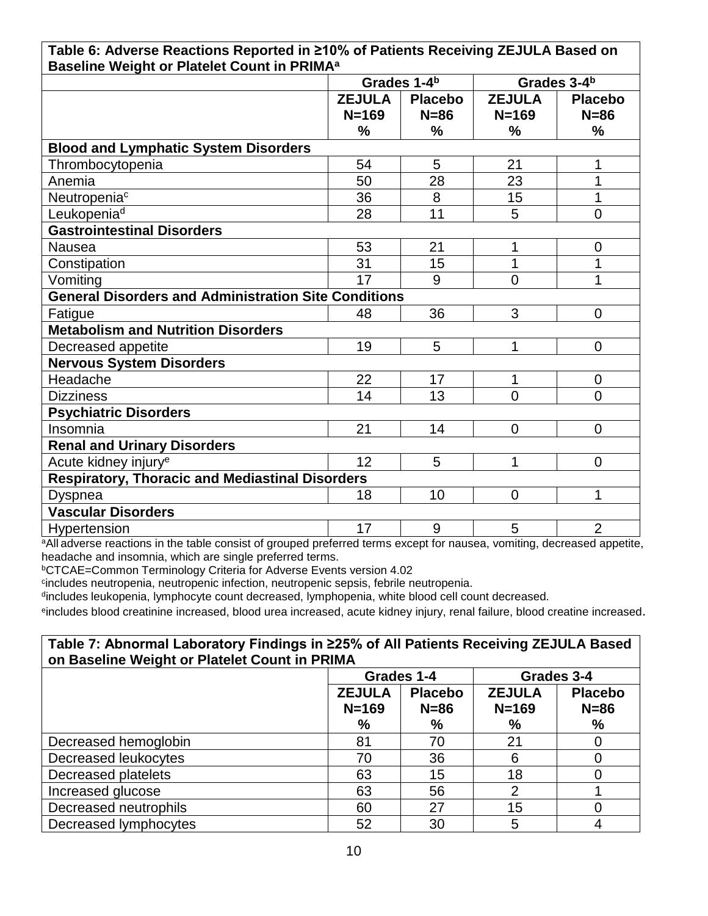**Table 6: Adverse Reactions Reported in ≥10% of Patients Receiving ZEJULA Based on Baseline Weight or Platelet Count in PRIMA[a]**

| | Grades 1-4[b] | | Grades 3-4[b] | |
|---|---|---|---|---|
| | **ZEJULA N=169 %** | **Placebo N=86 %** | **ZEJULA N=169 %** | **Placebo N=86 %** |
| **Blood and Lymphatic System Disorders** | | | | |
| Thrombocytopenia | 54 | 5 | 21 | 1 |
| Anemia | 50 | 28 | 23 | 1 |
| Neutropenia[c] | 36 | 8 | 15 | 1 |
| Leukopenia[d] | 28 | 11 | 5 | 0 |
| **Gastrointestinal Disorders** | | | | |
| Nausea | 53 | 21 | 1 | 0 |
| Constipation | 31 | 15 | 1 | 1 |
| Vomiting | 17 | 9 | 0 | 1 |
| **General Disorders and Administration Site Conditions** | | | | |
| Fatigue | 48 | 36 | 3 | 0 |
| **Metabolism and Nutrition Disorders** | | | | |
| Decreased appetite | 19 | 5 | 1 | 0 |
| **Nervous System Disorders** | | | | |
| Headache | 22 | 17 | 1 | 0 |
| Dizziness | 14 | 13 | 0 | 0 |
| **Psychiatric Disorders** | | | | |
| Insomnia | 21 | 14 | 0 | 0 |
| **Renal and Urinary Disorders** | | | | |
| Acute kidney injury[e] | 12 | 5 | 1 | 0 |
| **Respiratory, Thoracic and Mediastinal Disorders** | | | | |
| Dyspnea | 18 | 10 | 0 | 1 |
| **Vascular Disorders** | | | | |
| Hypertension | 17 | 9 | 5 | 2 |

[a]All adverse reactions in the table consist of grouped preferred terms except for nausea, vomiting, decreased appetite, headache and insomnia, which are single preferred terms.
[b]CTCAE=Common Terminology Criteria for Adverse Events version 4.02
[c]includes neutropenia, neutropenic infection, neutropenic sepsis, febrile neutropenia.
[d]includes leukopenia, lymphocyte count decreased, lymphopenia, white blood cell count decreased.
[e]includes blood creatinine increased, blood urea increased, acute kidney injury, renal failure, blood creatine increased.

**Table 7: Abnormal Laboratory Findings in ≥25% of All Patients Receiving ZEJULA Based on Baseline Weight or Platelet Count in PRIMA**

| | Grades 1-4 | | Grades 3-4 | |
|---|---|---|---|---|
| | **ZEJULA N=169 %** | **Placebo N=86 %** | **ZEJULA N=169 %** | **Placebo N=86 %** |
| Decreased hemoglobin | 81 | 70 | 21 | 0 |
| Decreased leukocytes | 70 | 36 | 6 | 0 |
| Decreased platelets | 63 | 15 | 18 | 0 |
| Increased glucose | 63 | 56 | 2 | 1 |
| Decreased neutrophils | 60 | 27 | 15 | 0 |
| Decreased lymphocytes | 52 | 30 | 5 | 4 |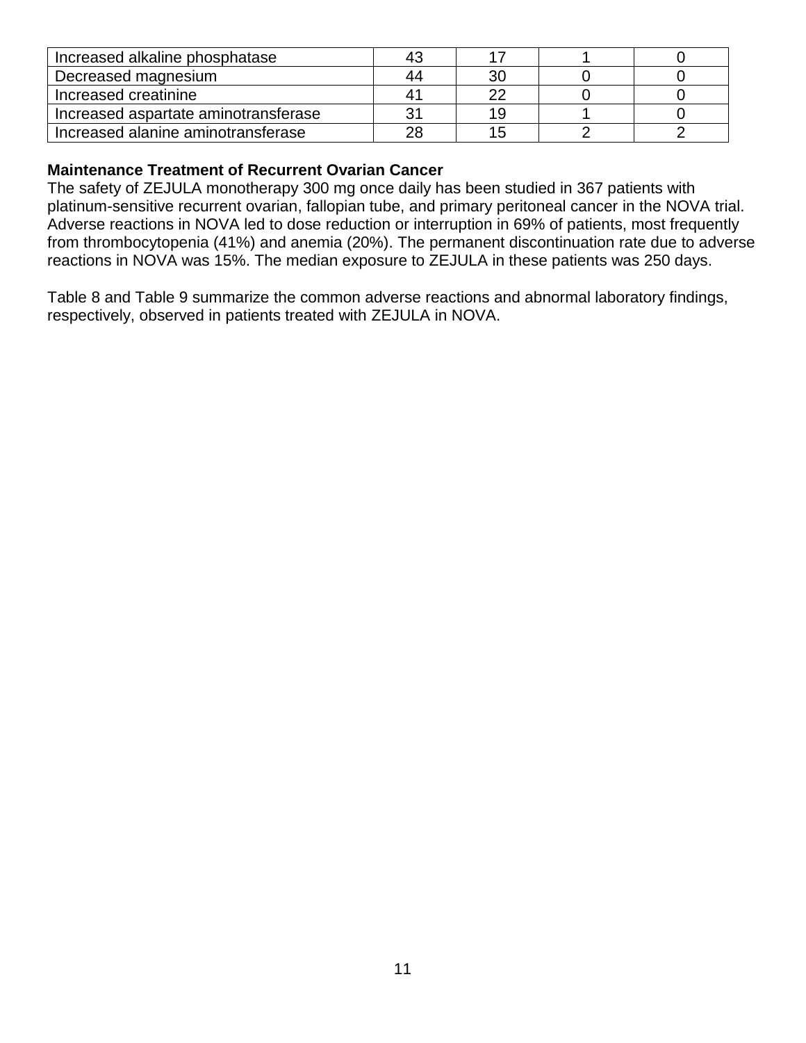| | | | | |
|---|---|---|---|---|
| Increased alkaline phosphatase | 43 | 17 | 1 | 0 |
| Decreased magnesium | 44 | 30 | 0 | 0 |
| Increased creatinine | 41 | 22 | 0 | 0 |
| Increased aspartate aminotransferase | 31 | 19 | 1 | 0 |
| Increased alanine aminotransferase | 28 | 15 | 2 | 2 |

**Maintenance Treatment of Recurrent Ovarian Cancer**

The safety of ZEJULA monotherapy 300 mg once daily has been studied in 367 patients with platinum-sensitive recurrent ovarian, fallopian tube, and primary peritoneal cancer in the NOVA trial. Adverse reactions in NOVA led to dose reduction or interruption in 69% of patients, most frequently from thrombocytopenia (41%) and anemia (20%). The permanent discontinuation rate due to adverse reactions in NOVA was 15%. The median exposure to ZEJULA in these patients was 250 days.

Table 8 and Table 9 summarize the common adverse reactions and abnormal laboratory findings, respectively, observed in patients treated with ZEJULA in NOVA.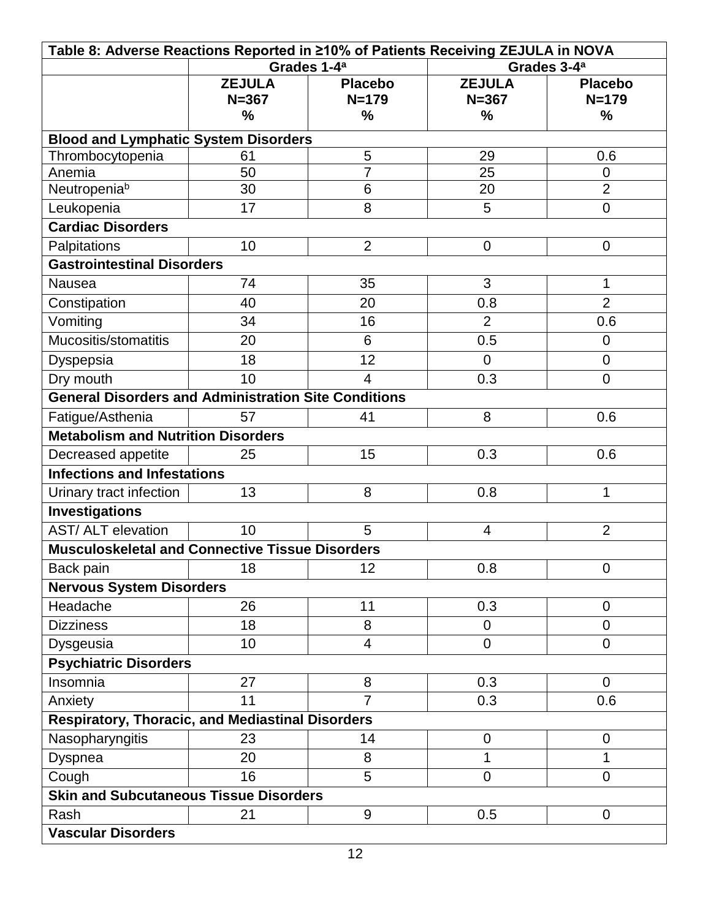| Table 8: Adverse Reactions Reported in ≥10% of Patients Receiving ZEJULA in NOVA | | | | |
|---|---|---|---|---|
| | Grades 1-4[a] | | Grades 3-4[a] | |
| | ZEJULA N=367 % | Placebo N=179 % | ZEJULA N=367 % | Placebo N=179 % |
| **Blood and Lymphatic System Disorders** | | | | |
| Thrombocytopenia | 61 | 5 | 29 | 0.6 |
| Anemia | 50 | 7 | 25 | 0 |
| Neutropenia[b] | 30 | 6 | 20 | 2 |
| Leukopenia | 17 | 8 | 5 | 0 |
| **Cardiac Disorders** | | | | |
| Palpitations | 10 | 2 | 0 | 0 |
| **Gastrointestinal Disorders** | | | | |
| Nausea | 74 | 35 | 3 | 1 |
| Constipation | 40 | 20 | 0.8 | 2 |
| Vomiting | 34 | 16 | 2 | 0.6 |
| Mucositis/stomatitis | 20 | 6 | 0.5 | 0 |
| Dyspepsia | 18 | 12 | 0 | 0 |
| Dry mouth | 10 | 4 | 0.3 | 0 |
| **General Disorders and Administration Site Conditions** | | | | |
| Fatigue/Asthenia | 57 | 41 | 8 | 0.6 |
| **Metabolism and Nutrition Disorders** | | | | |
| Decreased appetite | 25 | 15 | 0.3 | 0.6 |
| **Infections and Infestations** | | | | |
| Urinary tract infection | 13 | 8 | 0.8 | 1 |
| **Investigations** | | | | |
| AST/ ALT elevation | 10 | 5 | 4 | 2 |
| **Musculoskeletal and Connective Tissue Disorders** | | | | |
| Back pain | 18 | 12 | 0.8 | 0 |
| **Nervous System Disorders** | | | | |
| Headache | 26 | 11 | 0.3 | 0 |
| Dizziness | 18 | 8 | 0 | 0 |
| Dysgeusia | 10 | 4 | 0 | 0 |
| **Psychiatric Disorders** | | | | |
| Insomnia | 27 | 8 | 0.3 | 0 |
| Anxiety | 11 | 7 | 0.3 | 0.6 |
| **Respiratory, Thoracic, and Mediastinal Disorders** | | | | |
| Nasopharyngitis | 23 | 14 | 0 | 0 |
| Dyspnea | 20 | 8 | 1 | 1 |
| Cough | 16 | 5 | 0 | 0 |
| **Skin and Subcutaneous Tissue Disorders** | | | | |
| Rash | 21 | 9 | 0.5 | 0 |
| **Vascular Disorders** | | | | |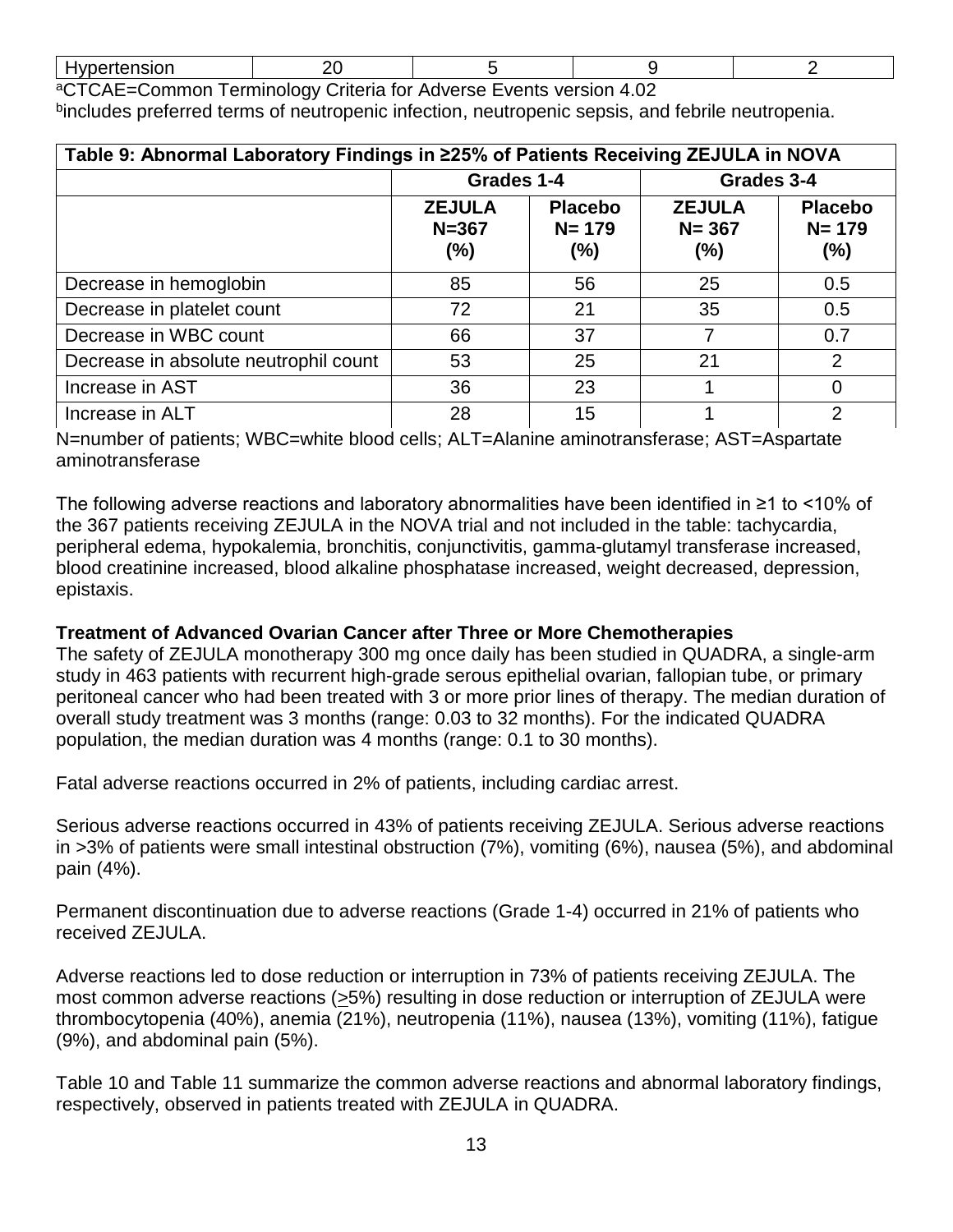| Hypertension | 20 | 5 | 9 | 2 |
|---|---|---|---|---|

[a]CTCAE=Common Terminology Criteria for Adverse Events version 4.02
[b]includes preferred terms of neutropenic infection, neutropenic sepsis, and febrile neutropenia.

**Table 9: Abnormal Laboratory Findings in ≥25% of Patients Receiving ZEJULA in NOVA**

| | Grades 1-4 | | Grades 3-4 | |
|---|---|---|---|---|
| | **ZEJULA N=367 (%)** | **Placebo N= 179 (%)** | **ZEJULA N= 367 (%)** | **Placebo N= 179 (%)** |
| Decrease in hemoglobin | 85 | 56 | 25 | 0.5 |
| Decrease in platelet count | 72 | 21 | 35 | 0.5 |
| Decrease in WBC count | 66 | 37 | 7 | 0.7 |
| Decrease in absolute neutrophil count | 53 | 25 | 21 | 2 |
| Increase in AST | 36 | 23 | 1 | 0 |
| Increase in ALT | 28 | 15 | 1 | 2 |

N=number of patients; WBC=white blood cells; ALT=Alanine aminotransferase; AST=Aspartate aminotransferase

The following adverse reactions and laboratory abnormalities have been identified in ≥1 to <10% of the 367 patients receiving ZEJULA in the NOVA trial and not included in the table: tachycardia, peripheral edema, hypokalemia, bronchitis, conjunctivitis, gamma-glutamyl transferase increased, blood creatinine increased, blood alkaline phosphatase increased, weight decreased, depression, epistaxis.

**Treatment of Advanced Ovarian Cancer after Three or More Chemotherapies**

The safety of ZEJULA monotherapy 300 mg once daily has been studied in QUADRA, a single-arm study in 463 patients with recurrent high-grade serous epithelial ovarian, fallopian tube, or primary peritoneal cancer who had been treated with 3 or more prior lines of therapy. The median duration of overall study treatment was 3 months (range: 0.03 to 32 months). For the indicated QUADRA population, the median duration was 4 months (range: 0.1 to 30 months).

Fatal adverse reactions occurred in 2% of patients, including cardiac arrest.

Serious adverse reactions occurred in 43% of patients receiving ZEJULA. Serious adverse reactions in >3% of patients were small intestinal obstruction (7%), vomiting (6%), nausea (5%), and abdominal pain (4%).

Permanent discontinuation due to adverse reactions (Grade 1-4) occurred in 21% of patients who received ZEJULA.

Adverse reactions led to dose reduction or interruption in 73% of patients receiving ZEJULA. The most common adverse reactions (≥5%) resulting in dose reduction or interruption of ZEJULA were thrombocytopenia (40%), anemia (21%), neutropenia (11%), nausea (13%), vomiting (11%), fatigue (9%), and abdominal pain (5%).

Table 10 and Table 11 summarize the common adverse reactions and abnormal laboratory findings, respectively, observed in patients treated with ZEJULA in QUADRA.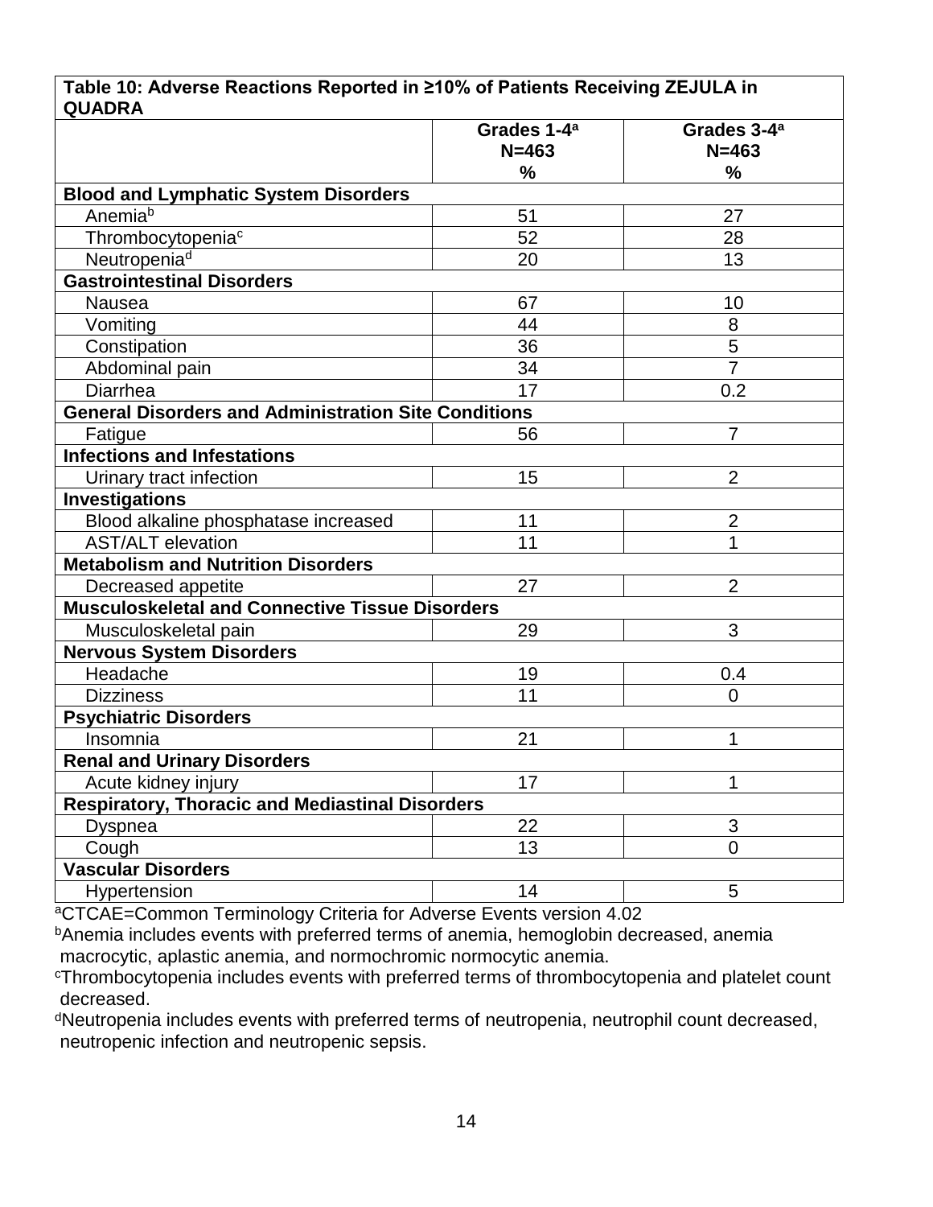**Table 10: Adverse Reactions Reported in ≥10% of Patients Receiving ZEJULA in QUADRA**

| | Grades 1-4[a] N=463 % | Grades 3-4[a] N=463 % |
|---|---|---|
| **Blood and Lymphatic System Disorders** | | |
| Anemia[b] | 51 | 27 |
| Thrombocytopenia[c] | 52 | 28 |
| Neutropenia[d] | 20 | 13 |
| **Gastrointestinal Disorders** | | |
| Nausea | 67 | 10 |
| Vomiting | 44 | 8 |
| Constipation | 36 | 5 |
| Abdominal pain | 34 | 7 |
| Diarrhea | 17 | 0.2 |
| **General Disorders and Administration Site Conditions** | | |
| Fatigue | 56 | 7 |
| **Infections and Infestations** | | |
| Urinary tract infection | 15 | 2 |
| **Investigations** | | |
| Blood alkaline phosphatase increased | 11 | 2 |
| AST/ALT elevation | 11 | 1 |
| **Metabolism and Nutrition Disorders** | | |
| Decreased appetite | 27 | 2 |
| **Musculoskeletal and Connective Tissue Disorders** | | |
| Musculoskeletal pain | 29 | 3 |
| **Nervous System Disorders** | | |
| Headache | 19 | 0.4 |
| Dizziness | 11 | 0 |
| **Psychiatric Disorders** | | |
| Insomnia | 21 | 1 |
| **Renal and Urinary Disorders** | | |
| Acute kidney injury | 17 | 1 |
| **Respiratory, Thoracic and Mediastinal Disorders** | | |
| Dyspnea | 22 | 3 |
| Cough | 13 | 0 |
| **Vascular Disorders** | | |
| Hypertension | 14 | 5 |

[a]CTCAE=Common Terminology Criteria for Adverse Events version 4.02
[b]Anemia includes events with preferred terms of anemia, hemoglobin decreased, anemia macrocytic, aplastic anemia, and normochromic normocytic anemia.
[c]Thrombocytopenia includes events with preferred terms of thrombocytopenia and platelet count decreased.
[d]Neutropenia includes events with preferred terms of neutropenia, neutrophil count decreased, neutropenic infection and neutropenic sepsis.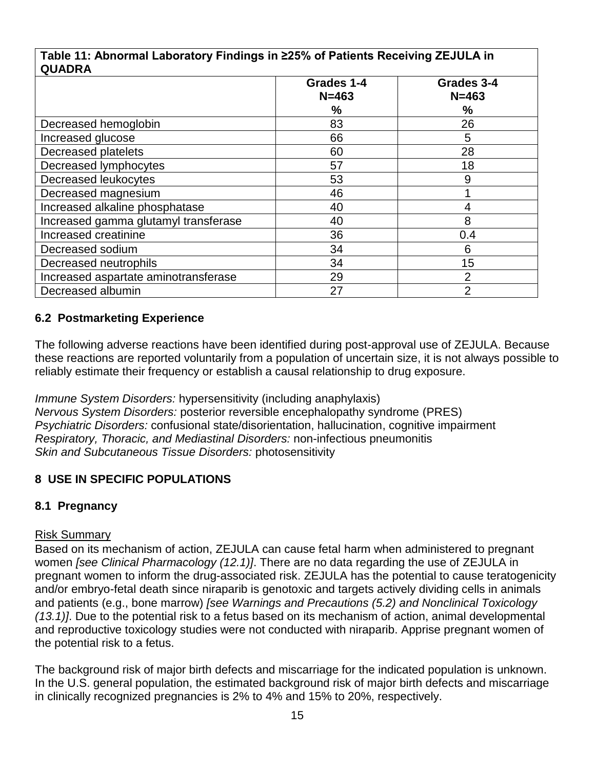**Table 11: Abnormal Laboratory Findings in ≥25% of Patients Receiving ZEJULA in QUADRA**

| | Grades 1-4<br>N=463<br>% | Grades 3-4<br>N=463<br>% |
|---|---|---|
| Decreased hemoglobin | 83 | 26 |
| Increased glucose | 66 | 5 |
| Decreased platelets | 60 | 28 |
| Decreased lymphocytes | 57 | 18 |
| Decreased leukocytes | 53 | 9 |
| Decreased magnesium | 46 | 1 |
| Increased alkaline phosphatase | 40 | 4 |
| Increased gamma glutamyl transferase | 40 | 8 |
| Increased creatinine | 36 | 0.4 |
| Decreased sodium | 34 | 6 |
| Decreased neutrophils | 34 | 15 |
| Increased aspartate aminotransferase | 29 | 2 |
| Decreased albumin | 27 | 2 |

### 6.2 Postmarketing Experience

The following adverse reactions have been identified during post-approval use of ZEJULA. Because these reactions are reported voluntarily from a population of uncertain size, it is not always possible to reliably estimate their frequency or establish a causal relationship to drug exposure.

*Immune System Disorders:* hypersensitivity (including anaphylaxis)
*Nervous System Disorders:* posterior reversible encephalopathy syndrome (PRES)
*Psychiatric Disorders:* confusional state/disorientation, hallucination, cognitive impairment
*Respiratory, Thoracic, and Mediastinal Disorders:* non-infectious pneumonitis
*Skin and Subcutaneous Tissue Disorders:* photosensitivity

## 8 USE IN SPECIFIC POPULATIONS

### 8.1 Pregnancy

Risk Summary

Based on its mechanism of action, ZEJULA can cause fetal harm when administered to pregnant women *[see Clinical Pharmacology (12.1)]*. There are no data regarding the use of ZEJULA in pregnant women to inform the drug-associated risk. ZEJULA has the potential to cause teratogenicity and/or embryo-fetal death since niraparib is genotoxic and targets actively dividing cells in animals and patients (e.g., bone marrow) *[see Warnings and Precautions (5.2) and Nonclinical Toxicology (13.1)]*. Due to the potential risk to a fetus based on its mechanism of action, animal developmental and reproductive toxicology studies were not conducted with niraparib. Apprise pregnant women of the potential risk to a fetus.

The background risk of major birth defects and miscarriage for the indicated population is unknown. In the U.S. general population, the estimated background risk of major birth defects and miscarriage in clinically recognized pregnancies is 2% to 4% and 15% to 20%, respectively.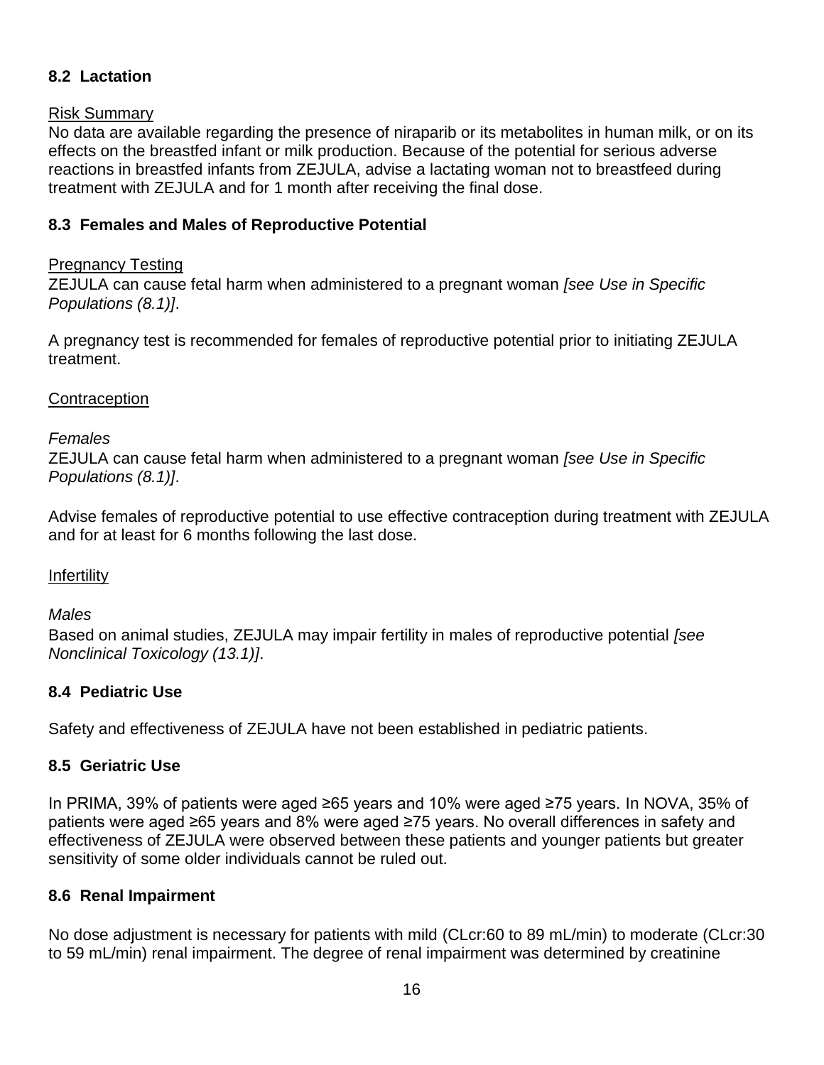### 8.2 Lactation

Risk Summary

No data are available regarding the presence of niraparib or its metabolites in human milk, or on its effects on the breastfed infant or milk production. Because of the potential for serious adverse reactions in breastfed infants from ZEJULA, advise a lactating woman not to breastfeed during treatment with ZEJULA and for 1 month after receiving the final dose.

### 8.3 Females and Males of Reproductive Potential

Pregnancy Testing

ZEJULA can cause fetal harm when administered to a pregnant woman *[see Use in Specific Populations (8.1)]*.

A pregnancy test is recommended for females of reproductive potential prior to initiating ZEJULA treatment.

Contraception

*Females*

ZEJULA can cause fetal harm when administered to a pregnant woman *[see Use in Specific Populations (8.1)]*.

Advise females of reproductive potential to use effective contraception during treatment with ZEJULA and for at least for 6 months following the last dose.

Infertility

*Males*

Based on animal studies, ZEJULA may impair fertility in males of reproductive potential *[see Nonclinical Toxicology (13.1)]*.

### 8.4 Pediatric Use

Safety and effectiveness of ZEJULA have not been established in pediatric patients.

### 8.5 Geriatric Use

In PRIMA, 39% of patients were aged ≥65 years and 10% were aged ≥75 years. In NOVA, 35% of patients were aged ≥65 years and 8% were aged ≥75 years. No overall differences in safety and effectiveness of ZEJULA were observed between these patients and younger patients but greater sensitivity of some older individuals cannot be ruled out.

### 8.6 Renal Impairment

No dose adjustment is necessary for patients with mild (CLcr:60 to 89 mL/min) to moderate (CLcr:30 to 59 mL/min) renal impairment. The degree of renal impairment was determined by creatinine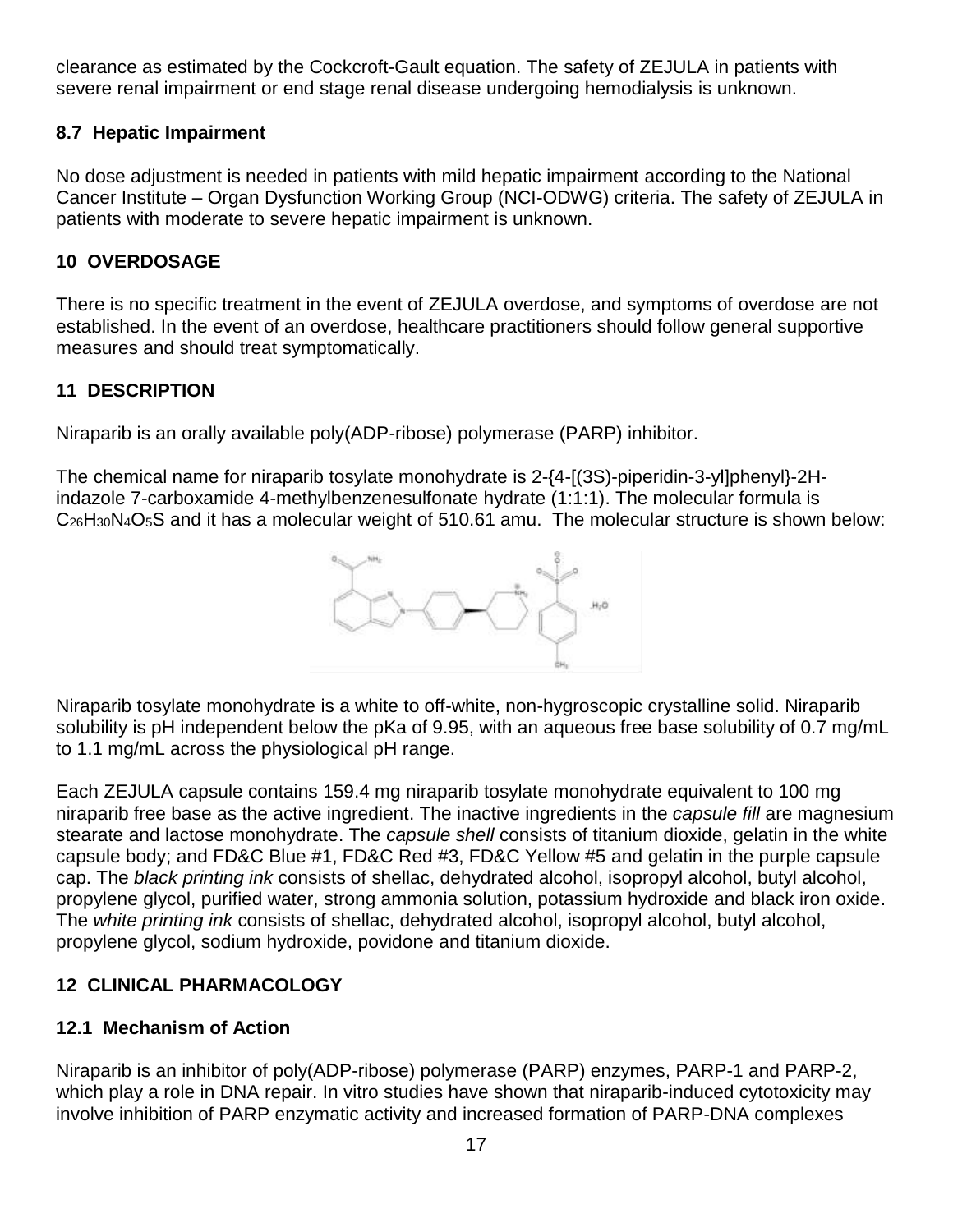clearance as estimated by the Cockcroft-Gault equation. The safety of ZEJULA in patients with severe renal impairment or end stage renal disease undergoing hemodialysis is unknown.

### 8.7 Hepatic Impairment

No dose adjustment is needed in patients with mild hepatic impairment according to the National Cancer Institute – Organ Dysfunction Working Group (NCI-ODWG) criteria. The safety of ZEJULA in patients with moderate to severe hepatic impairment is unknown.

## 10 OVERDOSAGE

There is no specific treatment in the event of ZEJULA overdose, and symptoms of overdose are not established. In the event of an overdose, healthcare practitioners should follow general supportive measures and should treat symptomatically.

## 11 DESCRIPTION

Niraparib is an orally available poly(ADP-ribose) polymerase (PARP) inhibitor.

The chemical name for niraparib tosylate monohydrate is 2-{4-[(3S)-piperidin-3-yl]phenyl}-2H-indazole 7-carboxamide 4-methylbenzenesulfonate hydrate (1:1:1). The molecular formula is $C_{26}H_{30}N_4O_5S$ and it has a molecular weight of 510.61 amu. The molecular structure is shown below:

Niraparib tosylate monohydrate is a white to off-white, non-hygroscopic crystalline solid. Niraparib solubility is pH independent below the pKa of 9.95, with an aqueous free base solubility of 0.7 mg/mL to 1.1 mg/mL across the physiological pH range.

Each ZEJULA capsule contains 159.4 mg niraparib tosylate monohydrate equivalent to 100 mg niraparib free base as the active ingredient. The inactive ingredients in the *capsule fill* are magnesium stearate and lactose monohydrate. The *capsule shell* consists of titanium dioxide, gelatin in the white capsule body; and FD&C Blue #1, FD&C Red #3, FD&C Yellow #5 and gelatin in the purple capsule cap. The *black printing ink* consists of shellac, dehydrated alcohol, isopropyl alcohol, butyl alcohol, propylene glycol, purified water, strong ammonia solution, potassium hydroxide and black iron oxide. The *white printing ink* consists of shellac, dehydrated alcohol, isopropyl alcohol, butyl alcohol, propylene glycol, sodium hydroxide, povidone and titanium dioxide.

## 12 CLINICAL PHARMACOLOGY

### 12.1 Mechanism of Action

Niraparib is an inhibitor of poly(ADP-ribose) polymerase (PARP) enzymes, PARP-1 and PARP-2, which play a role in DNA repair. In vitro studies have shown that niraparib-induced cytotoxicity may involve inhibition of PARP enzymatic activity and increased formation of PARP-DNA complexes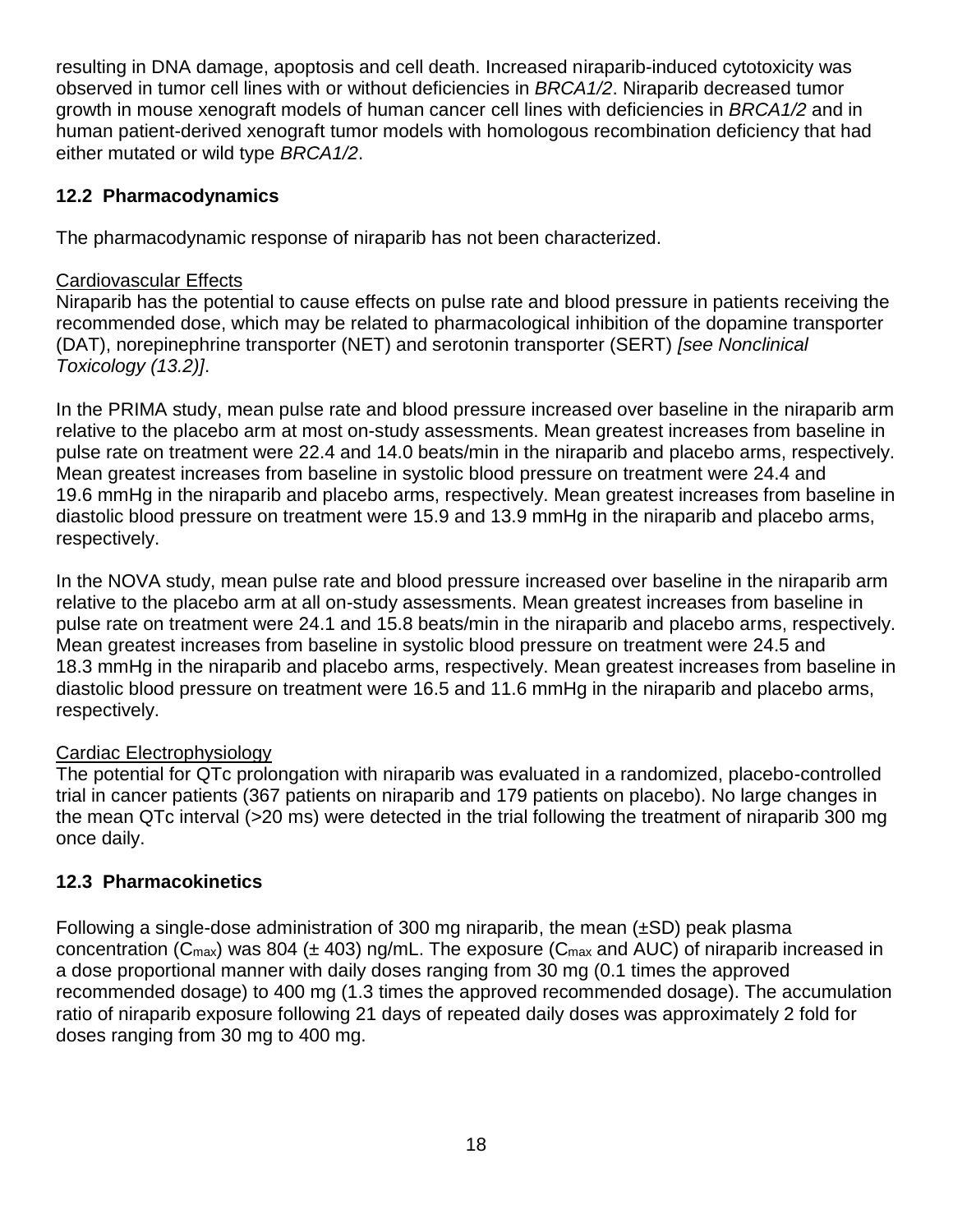resulting in DNA damage, apoptosis and cell death. Increased niraparib-induced cytotoxicity was observed in tumor cell lines with or without deficiencies in *BRCA1/2*. Niraparib decreased tumor growth in mouse xenograft models of human cancer cell lines with deficiencies in *BRCA1/2* and in human patient-derived xenograft tumor models with homologous recombination deficiency that had either mutated or wild type *BRCA1/2*.

## 12.2 Pharmacodynamics

The pharmacodynamic response of niraparib has not been characterized.

Cardiovascular Effects

Niraparib has the potential to cause effects on pulse rate and blood pressure in patients receiving the recommended dose, which may be related to pharmacological inhibition of the dopamine transporter (DAT), norepinephrine transporter (NET) and serotonin transporter (SERT) *[see Nonclinical Toxicology (13.2)]*.

In the PRIMA study, mean pulse rate and blood pressure increased over baseline in the niraparib arm relative to the placebo arm at most on-study assessments. Mean greatest increases from baseline in pulse rate on treatment were 22.4 and 14.0 beats/min in the niraparib and placebo arms, respectively. Mean greatest increases from baseline in systolic blood pressure on treatment were 24.4 and 19.6 mmHg in the niraparib and placebo arms, respectively. Mean greatest increases from baseline in diastolic blood pressure on treatment were 15.9 and 13.9 mmHg in the niraparib and placebo arms, respectively.

In the NOVA study, mean pulse rate and blood pressure increased over baseline in the niraparib arm relative to the placebo arm at all on-study assessments. Mean greatest increases from baseline in pulse rate on treatment were 24.1 and 15.8 beats/min in the niraparib and placebo arms, respectively. Mean greatest increases from baseline in systolic blood pressure on treatment were 24.5 and 18.3 mmHg in the niraparib and placebo arms, respectively. Mean greatest increases from baseline in diastolic blood pressure on treatment were 16.5 and 11.6 mmHg in the niraparib and placebo arms, respectively.

Cardiac Electrophysiology

The potential for QTc prolongation with niraparib was evaluated in a randomized, placebo-controlled trial in cancer patients (367 patients on niraparib and 179 patients on placebo). No large changes in the mean QTc interval (>20 ms) were detected in the trial following the treatment of niraparib 300 mg once daily.

## 12.3 Pharmacokinetics

Following a single-dose administration of 300 mg niraparib, the mean (±SD) peak plasma concentration ($C_{max}$) was 804 (± 403) ng/mL. The exposure ($C_{max}$ and AUC) of niraparib increased in a dose proportional manner with daily doses ranging from 30 mg (0.1 times the approved recommended dosage) to 400 mg (1.3 times the approved recommended dosage). The accumulation ratio of niraparib exposure following 21 days of repeated daily doses was approximately 2 fold for doses ranging from 30 mg to 400 mg.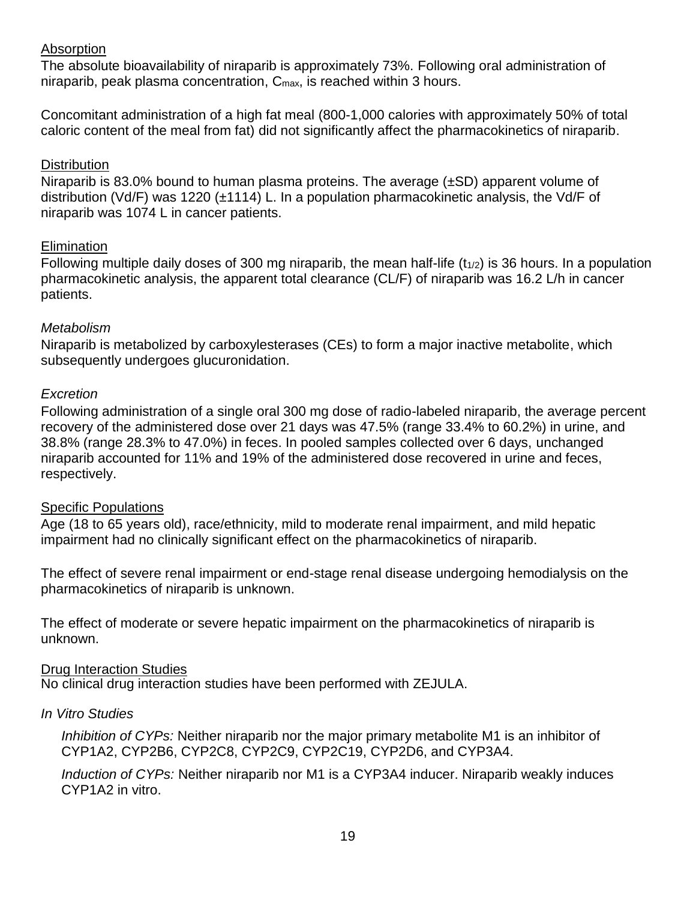Absorption

The absolute bioavailability of niraparib is approximately 73%. Following oral administration of niraparib, peak plasma concentration, $C_{max}$, is reached within 3 hours.

Concomitant administration of a high fat meal (800-1,000 calories with approximately 50% of total caloric content of the meal from fat) did not significantly affect the pharmacokinetics of niraparib.

Distribution

Niraparib is 83.0% bound to human plasma proteins. The average (±SD) apparent volume of distribution (Vd/F) was 1220 (±1114) L. In a population pharmacokinetic analysis, the Vd/F of niraparib was 1074 L in cancer patients.

Elimination

Following multiple daily doses of 300 mg niraparib, the mean half-life ($t_{1/2}$) is 36 hours. In a population pharmacokinetic analysis, the apparent total clearance (CL/F) of niraparib was 16.2 L/h in cancer patients.

*Metabolism*

Niraparib is metabolized by carboxylesterases (CEs) to form a major inactive metabolite, which subsequently undergoes glucuronidation.

*Excretion*

Following administration of a single oral 300 mg dose of radio-labeled niraparib, the average percent recovery of the administered dose over 21 days was 47.5% (range 33.4% to 60.2%) in urine, and 38.8% (range 28.3% to 47.0%) in feces. In pooled samples collected over 6 days, unchanged niraparib accounted for 11% and 19% of the administered dose recovered in urine and feces, respectively.

Specific Populations

Age (18 to 65 years old), race/ethnicity, mild to moderate renal impairment, and mild hepatic impairment had no clinically significant effect on the pharmacokinetics of niraparib.

The effect of severe renal impairment or end-stage renal disease undergoing hemodialysis on the pharmacokinetics of niraparib is unknown.

The effect of moderate or severe hepatic impairment on the pharmacokinetics of niraparib is unknown.

Drug Interaction Studies

No clinical drug interaction studies have been performed with ZEJULA.

*In Vitro Studies*

*Inhibition of CYPs:* Neither niraparib nor the major primary metabolite M1 is an inhibitor of CYP1A2, CYP2B6, CYP2C8, CYP2C9, CYP2C19, CYP2D6, and CYP3A4.

*Induction of CYPs:* Neither niraparib nor M1 is a CYP3A4 inducer. Niraparib weakly induces CYP1A2 in vitro.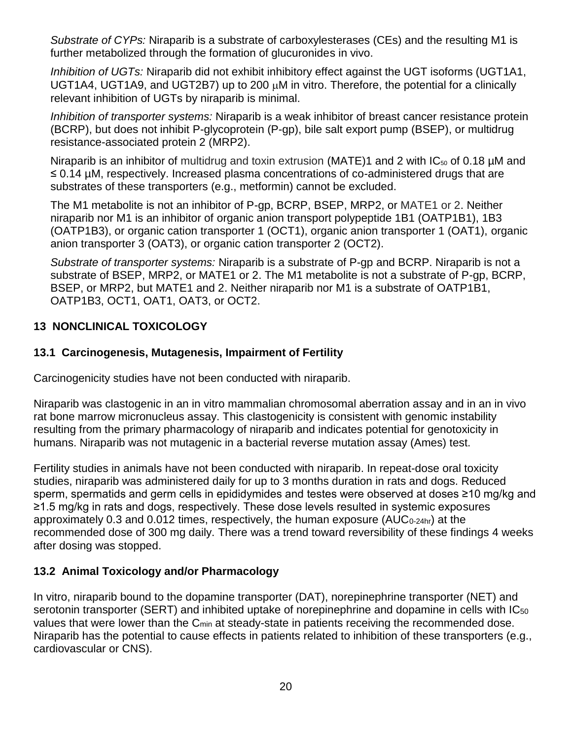*Substrate of CYPs:* Niraparib is a substrate of carboxylesterases (CEs) and the resulting M1 is further metabolized through the formation of glucuronides in vivo.

*Inhibition of UGTs:* Niraparib did not exhibit inhibitory effect against the UGT isoforms (UGT1A1, UGT1A4, UGT1A9, and UGT2B7) up to 200 μM in vitro. Therefore, the potential for a clinically relevant inhibition of UGTs by niraparib is minimal.

*Inhibition of transporter systems:* Niraparib is a weak inhibitor of breast cancer resistance protein (BCRP), but does not inhibit P-glycoprotein (P-gp), bile salt export pump (BSEP), or multidrug resistance-associated protein 2 (MRP2).

Niraparib is an inhibitor of multidrug and toxin extrusion (MATE)1 and 2 with $IC_{50}$ of 0.18 µM and ≤ 0.14 µM, respectively. Increased plasma concentrations of co-administered drugs that are substrates of these transporters (e.g., metformin) cannot be excluded.

The M1 metabolite is not an inhibitor of P-gp, BCRP, BSEP, MRP2, or MATE1 or 2. Neither niraparib nor M1 is an inhibitor of organic anion transport polypeptide 1B1 (OATP1B1), 1B3 (OATP1B3), or organic cation transporter 1 (OCT1), organic anion transporter 1 (OAT1), organic anion transporter 3 (OAT3), or organic cation transporter 2 (OCT2).

*Substrate of transporter systems:* Niraparib is a substrate of P-gp and BCRP. Niraparib is not a substrate of BSEP, MRP2, or MATE1 or 2. The M1 metabolite is not a substrate of P-gp, BCRP, BSEP, or MRP2, but MATE1 and 2. Neither niraparib nor M1 is a substrate of OATP1B1, OATP1B3, OCT1, OAT1, OAT3, or OCT2.

## 13 NONCLINICAL TOXICOLOGY

### 13.1 Carcinogenesis, Mutagenesis, Impairment of Fertility

Carcinogenicity studies have not been conducted with niraparib.

Niraparib was clastogenic in an in vitro mammalian chromosomal aberration assay and in an in vivo rat bone marrow micronucleus assay. This clastogenicity is consistent with genomic instability resulting from the primary pharmacology of niraparib and indicates potential for genotoxicity in humans. Niraparib was not mutagenic in a bacterial reverse mutation assay (Ames) test.

Fertility studies in animals have not been conducted with niraparib. In repeat-dose oral toxicity studies, niraparib was administered daily for up to 3 months duration in rats and dogs. Reduced sperm, spermatids and germ cells in epididymides and testes were observed at doses ≥10 mg/kg and ≥1.5 mg/kg in rats and dogs, respectively. These dose levels resulted in systemic exposures approximately 0.3 and 0.012 times, respectively, the human exposure ($AUC_{0-24hr}$) at the recommended dose of 300 mg daily. There was a trend toward reversibility of these findings 4 weeks after dosing was stopped.

### 13.2 Animal Toxicology and/or Pharmacology

In vitro, niraparib bound to the dopamine transporter (DAT), norepinephrine transporter (NET) and serotonin transporter (SERT) and inhibited uptake of norepinephrine and dopamine in cells with $IC_{50}$ values that were lower than the $C_{min}$ at steady-state in patients receiving the recommended dose. Niraparib has the potential to cause effects in patients related to inhibition of these transporters (e.g., cardiovascular or CNS).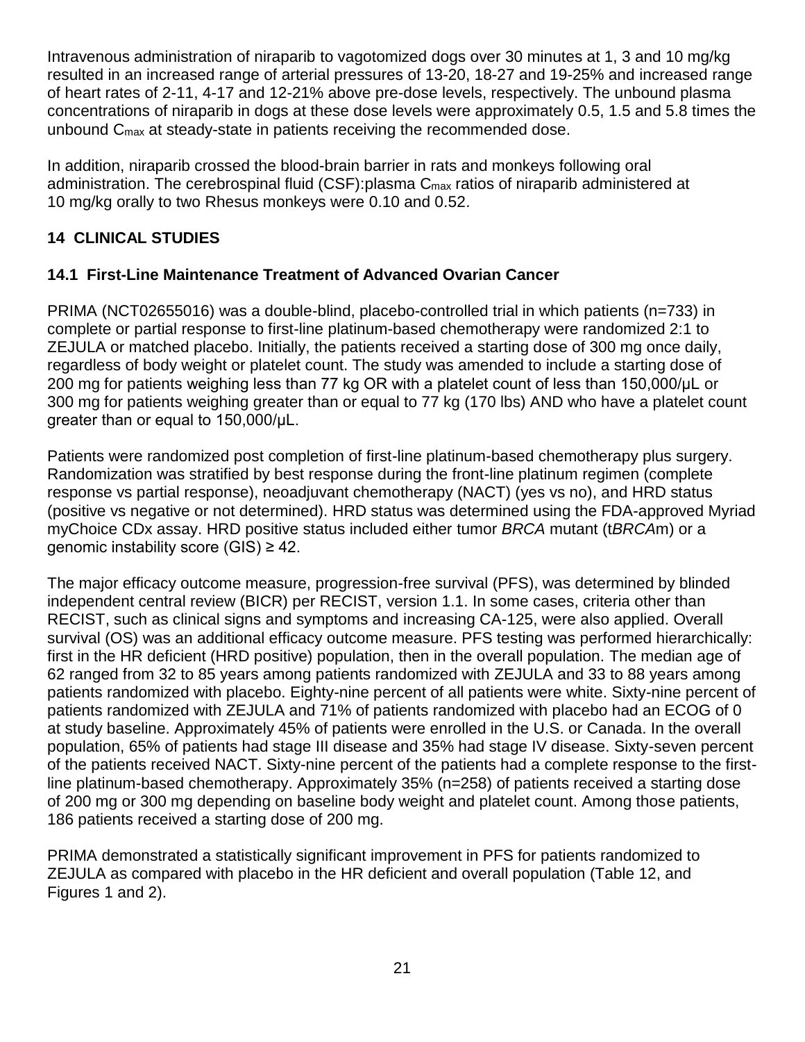Intravenous administration of niraparib to vagotomized dogs over 30 minutes at 1, 3 and 10 mg/kg resulted in an increased range of arterial pressures of 13-20, 18-27 and 19-25% and increased range of heart rates of 2-11, 4-17 and 12-21% above pre-dose levels, respectively. The unbound plasma concentrations of niraparib in dogs at these dose levels were approximately 0.5, 1.5 and 5.8 times the unbound $C_{max}$ at steady-state in patients receiving the recommended dose.

In addition, niraparib crossed the blood-brain barrier in rats and monkeys following oral administration. The cerebrospinal fluid (CSF):plasma $C_{max}$ ratios of niraparib administered at 10 mg/kg orally to two Rhesus monkeys were 0.10 and 0.52.

## 14 CLINICAL STUDIES

### 14.1 First-Line Maintenance Treatment of Advanced Ovarian Cancer

PRIMA (NCT02655016) was a double-blind, placebo-controlled trial in which patients (n=733) in complete or partial response to first-line platinum-based chemotherapy were randomized 2:1 to ZEJULA or matched placebo. Initially, the patients received a starting dose of 300 mg once daily, regardless of body weight or platelet count. The study was amended to include a starting dose of 200 mg for patients weighing less than 77 kg OR with a platelet count of less than 150,000/μL or 300 mg for patients weighing greater than or equal to 77 kg (170 lbs) AND who have a platelet count greater than or equal to 150,000/μL.

Patients were randomized post completion of first-line platinum-based chemotherapy plus surgery. Randomization was stratified by best response during the front-line platinum regimen (complete response vs partial response), neoadjuvant chemotherapy (NACT) (yes vs no), and HRD status (positive vs negative or not determined). HRD status was determined using the FDA-approved Myriad myChoice CDx assay. HRD positive status included either tumor *BRCA* mutant (t*BRCA*m) or a genomic instability score (GIS) ≥ 42.

The major efficacy outcome measure, progression-free survival (PFS), was determined by blinded independent central review (BICR) per RECIST, version 1.1. In some cases, criteria other than RECIST, such as clinical signs and symptoms and increasing CA-125, were also applied. Overall survival (OS) was an additional efficacy outcome measure. PFS testing was performed hierarchically: first in the HR deficient (HRD positive) population, then in the overall population. The median age of 62 ranged from 32 to 85 years among patients randomized with ZEJULA and 33 to 88 years among patients randomized with placebo. Eighty-nine percent of all patients were white. Sixty-nine percent of patients randomized with ZEJULA and 71% of patients randomized with placebo had an ECOG of 0 at study baseline. Approximately 45% of patients were enrolled in the U.S. or Canada. In the overall population, 65% of patients had stage III disease and 35% had stage IV disease. Sixty-seven percent of the patients received NACT. Sixty-nine percent of the patients had a complete response to the first-line platinum-based chemotherapy. Approximately 35% (n=258) of patients received a starting dose of 200 mg or 300 mg depending on baseline body weight and platelet count. Among those patients, 186 patients received a starting dose of 200 mg.

PRIMA demonstrated a statistically significant improvement in PFS for patients randomized to ZEJULA as compared with placebo in the HR deficient and overall population (Table 12, and Figures 1 and 2).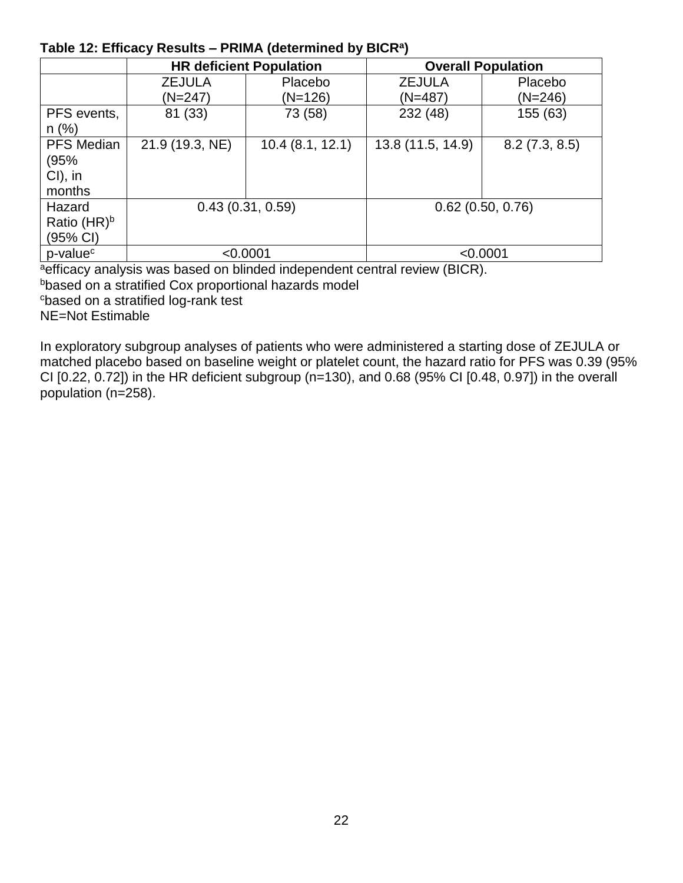**Table 12: Efficacy Results – PRIMA (determined by BICR[a])**

| | HR deficient Population | | Overall Population | |
|---|---|---|---|---|
| | ZEJULA (N=247) | Placebo (N=126) | ZEJULA (N=487) | Placebo (N=246) |
| PFS events, n (%) | 81 (33) | 73 (58) | 232 (48) | 155 (63) |
| PFS Median (95% CI), in months | 21.9 (19.3, NE) | 10.4 (8.1, 12.1) | 13.8 (11.5, 14.9) | 8.2 (7.3, 8.5) |
| Hazard Ratio (HR)[b] (95% CI) | 0.43 (0.31, 0.59) | | 0.62 (0.50, 0.76) | |
| p-value[c] | <0.0001 | | <0.0001 | |

[a]efficacy analysis was based on blinded independent central review (BICR).
[b]based on a stratified Cox proportional hazards model
[c]based on a stratified log-rank test
NE=Not Estimable

In exploratory subgroup analyses of patients who were administered a starting dose of ZEJULA or matched placebo based on baseline weight or platelet count, the hazard ratio for PFS was 0.39 (95% CI [0.22, 0.72]) in the HR deficient subgroup (n=130), and 0.68 (95% CI [0.48, 0.97]) in the overall population (n=258).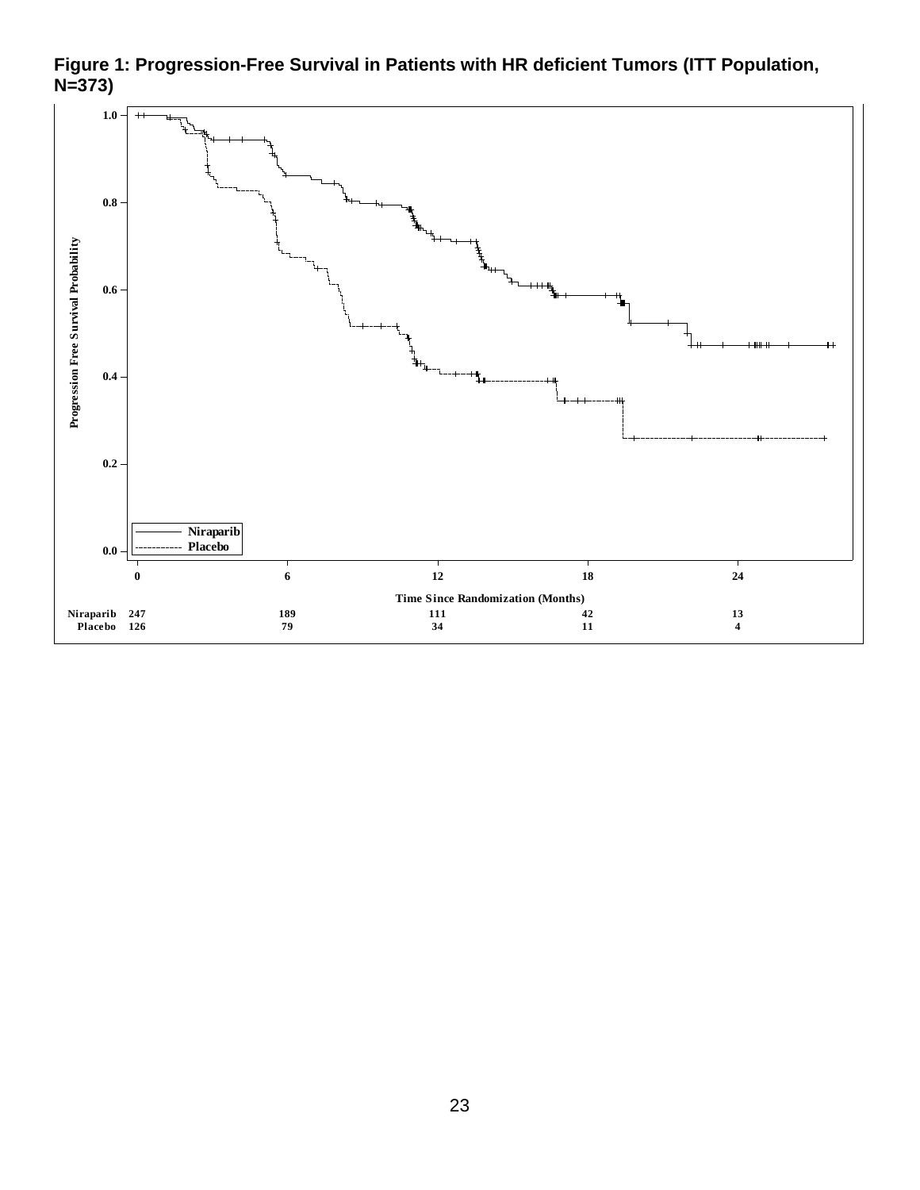**Figure 1: Progression-Free Survival in Patients with HR deficient Tumors (ITT Population, N=373)**

| Time Since Randomization (Months) | 0 | 6 | 12 | 18 | 24 |
|---|---|---|---|---|---|
| Niraparib | 247 | 189 | 111 | 42 | 13 |
| Placebo | 126 | 79 | 34 | 11 | 4 |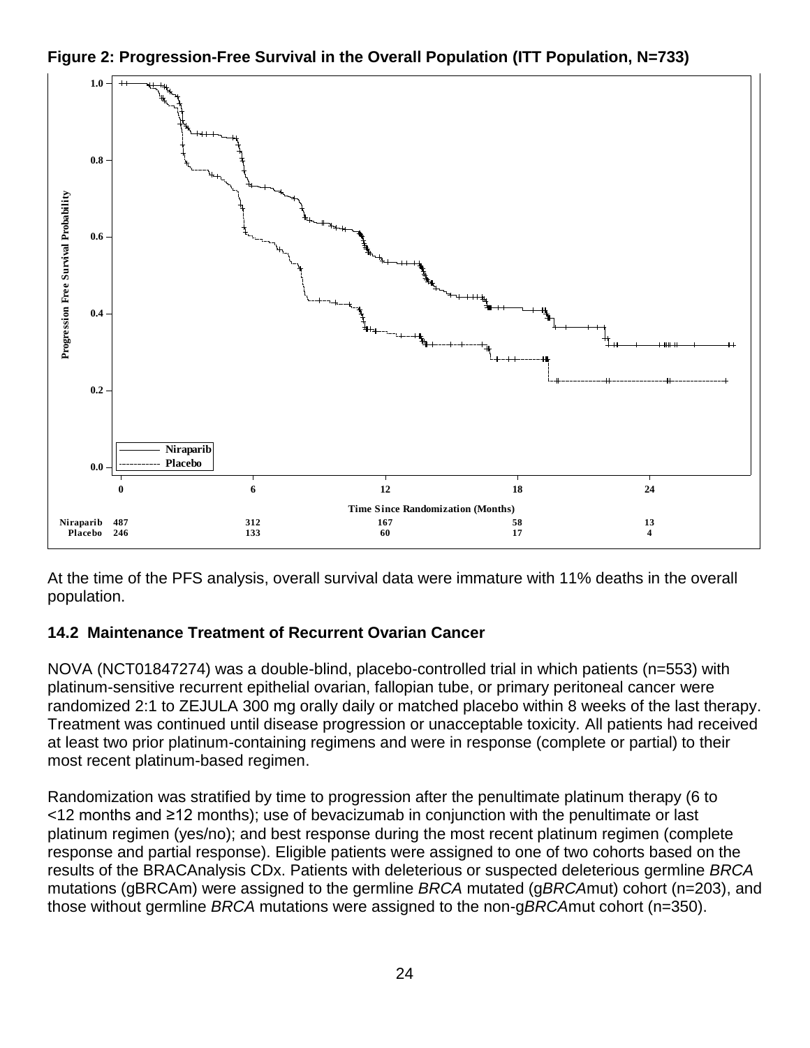**Figure 2: Progression-Free Survival in the Overall Population (ITT Population, N=733)**

| Time Since Randomization (Months) | 0 | 6 | 12 | 18 | 24 |
|---|---|---|---|---|---|
| Niraparib | 487 | 312 | 167 | 58 | 13 |
| Placebo | 246 | 133 | 60 | 17 | 4 |

At the time of the PFS analysis, overall survival data were immature with 11% deaths in the overall population.

## 14.2 Maintenance Treatment of Recurrent Ovarian Cancer

NOVA (NCT01847274) was a double-blind, placebo-controlled trial in which patients (n=553) with platinum-sensitive recurrent epithelial ovarian, fallopian tube, or primary peritoneal cancer were randomized 2:1 to ZEJULA 300 mg orally daily or matched placebo within 8 weeks of the last therapy. Treatment was continued until disease progression or unacceptable toxicity. All patients had received at least two prior platinum-containing regimens and were in response (complete or partial) to their most recent platinum-based regimen.

Randomization was stratified by time to progression after the penultimate platinum therapy (6 to <12 months and ≥12 months); use of bevacizumab in conjunction with the penultimate or last platinum regimen (yes/no); and best response during the most recent platinum regimen (complete response and partial response). Eligible patients were assigned to one of two cohorts based on the results of the BRACAnalysis CDx. Patients with deleterious or suspected deleterious germline *BRCA* mutations (gBRCAm) were assigned to the germline *BRCA* mutated (g*BRCA*mut) cohort (n=203), and those without germline *BRCA* mutations were assigned to the non-g*BRCA*mut cohort (n=350).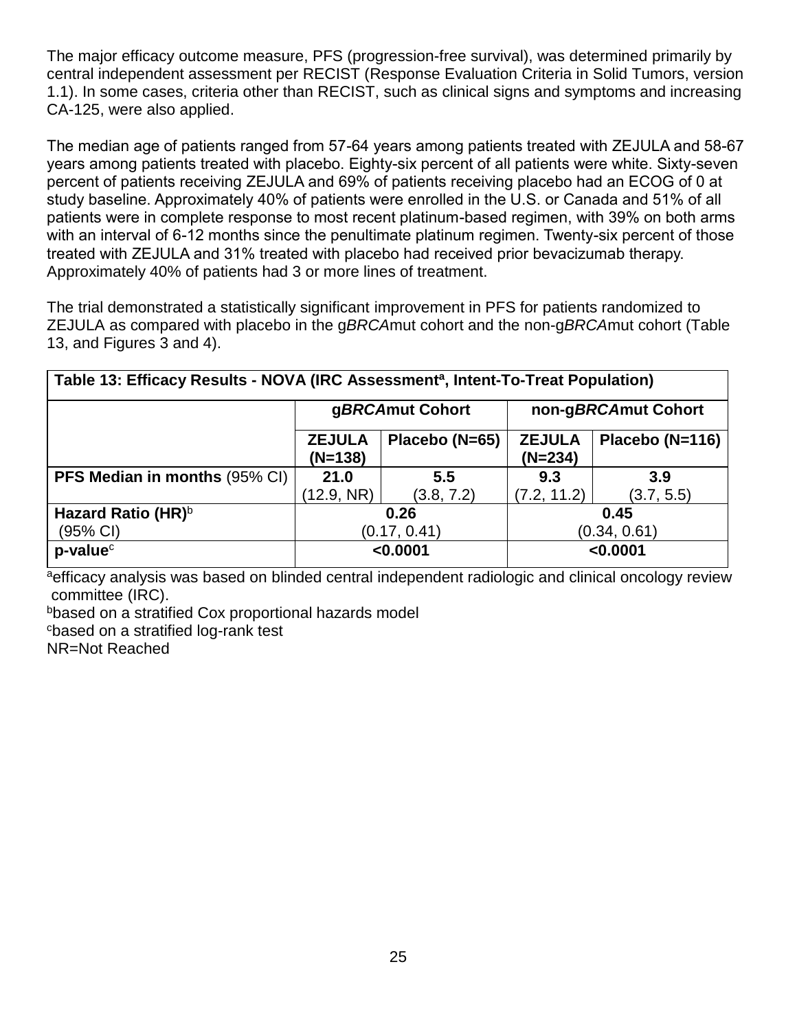The major efficacy outcome measure, PFS (progression-free survival), was determined primarily by central independent assessment per RECIST (Response Evaluation Criteria in Solid Tumors, version 1.1). In some cases, criteria other than RECIST, such as clinical signs and symptoms and increasing CA-125, were also applied.

The median age of patients ranged from 57-64 years among patients treated with ZEJULA and 58-67 years among patients treated with placebo. Eighty-six percent of all patients were white. Sixty-seven percent of patients receiving ZEJULA and 69% of patients receiving placebo had an ECOG of 0 at study baseline. Approximately 40% of patients were enrolled in the U.S. or Canada and 51% of all patients were in complete response to most recent platinum-based regimen, with 39% on both arms with an interval of 6-12 months since the penultimate platinum regimen. Twenty-six percent of those treated with ZEJULA and 31% treated with placebo had received prior bevacizumab therapy. Approximately 40% of patients had 3 or more lines of treatment.

The trial demonstrated a statistically significant improvement in PFS for patients randomized to ZEJULA as compared with placebo in the g*BRCA*mut cohort and the non-g*BRCA*mut cohort (Table 13, and Figures 3 and 4).

**Table 13: Efficacy Results - NOVA (IRC Assessment[a], Intent-To-Treat Population)**

| | **g*BRCA*mut Cohort** | | **non-g*BRCA*mut Cohort** | |
|---|---|---|---|---|
| | **ZEJULA (N=138)** | **Placebo (N=65)** | **ZEJULA (N=234)** | **Placebo (N=116)** |
| **PFS Median in months** (95% CI) | **21.0** (12.9, NR) | **5.5** (3.8, 7.2) | **9.3** (7.2, 11.2) | **3.9** (3.7, 5.5) |
| **Hazard Ratio (HR)**[b] (95% CI) | **0.26** (0.17, 0.41) | | **0.45** (0.34, 0.61) | |
| **p-value**[c] | **<0.0001** | | **<0.0001** | |

[a]efficacy analysis was based on blinded central independent radiologic and clinical oncology review committee (IRC).
[b]based on a stratified Cox proportional hazards model
[c]based on a stratified log-rank test
NR=Not Reached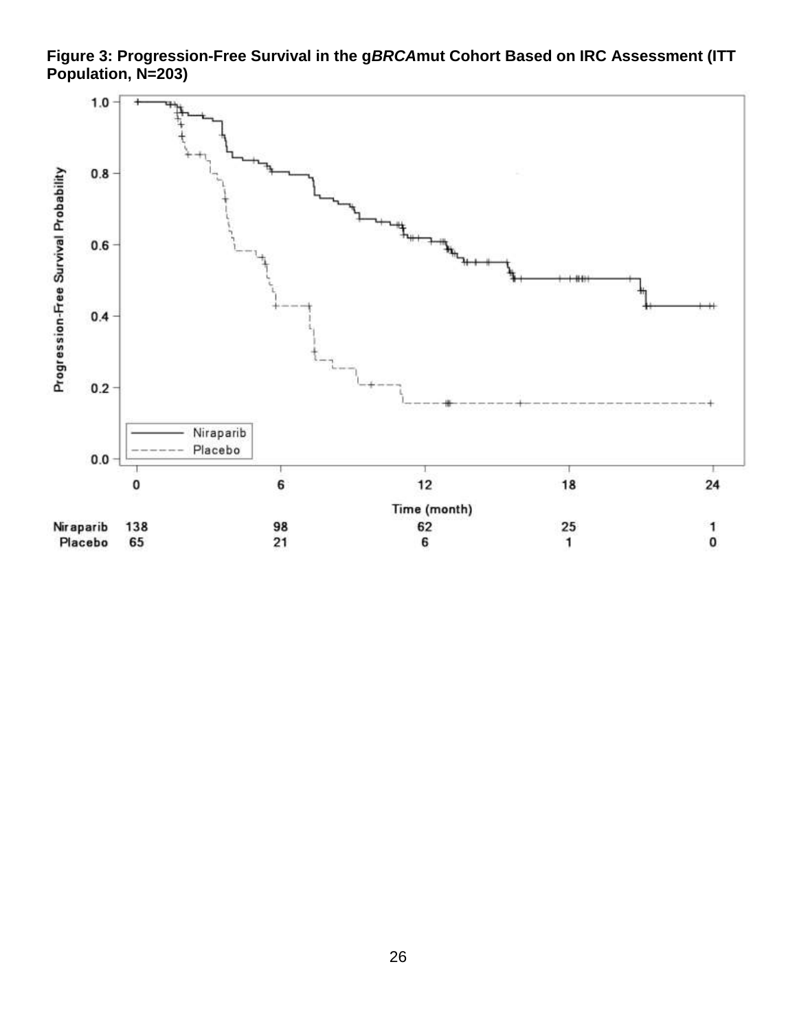**Figure 3: Progression-Free Survival in the g*BRCA*mut Cohort Based on IRC Assessment (ITT Population, N=203)**

| | 0 | 6 | 12 | 18 | 24 |
|---|---|---|---|---|---|
| Niraparib | 138 | 98 | 62 | 25 | 1 |
| Placebo | 65 | 21 | 6 | 1 | 0 |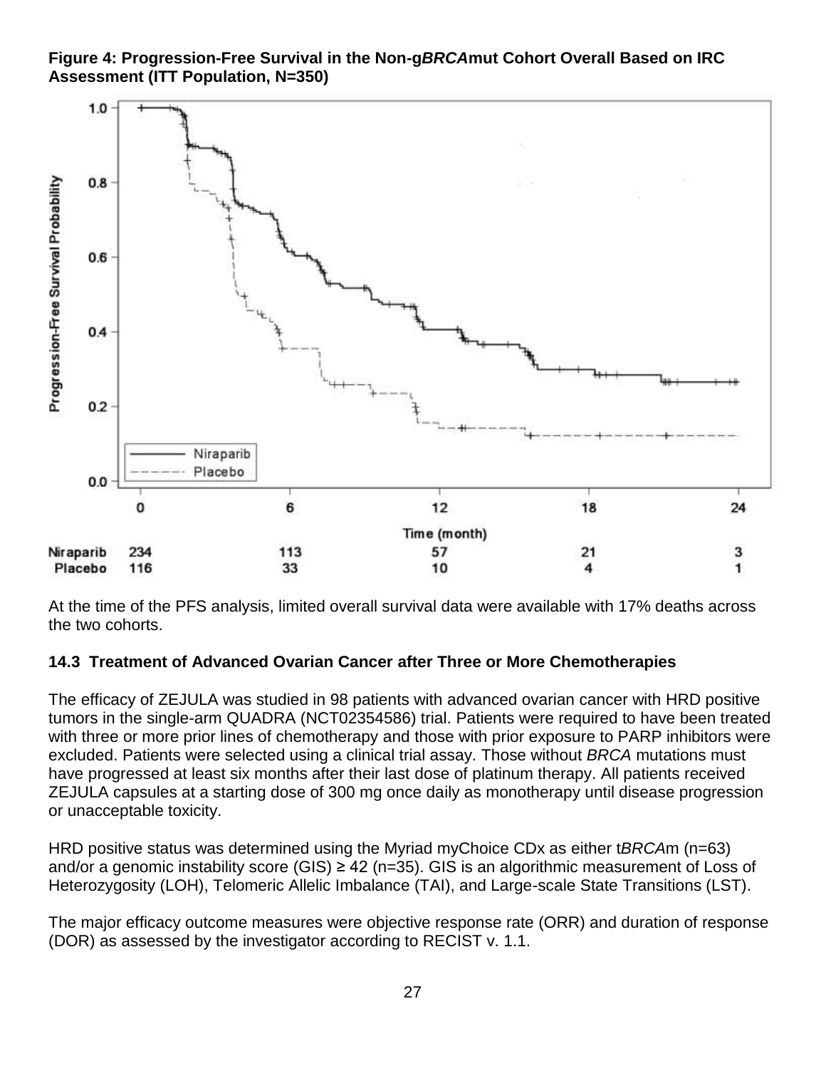**Figure 4: Progression-Free Survival in the Non-g*BRCA*mut Cohort Overall Based on IRC Assessment (ITT Population, N=350)**

| | 0 | 6 | 12 | 18 | 24 |
|---|---|---|---|---|---|
| Niraparib | 234 | 113 | 57 | 21 | 3 |
| Placebo | 116 | 33 | 10 | 4 | 1 |

At the time of the PFS analysis, limited overall survival data were available with 17% deaths across the two cohorts.

### 14.3 Treatment of Advanced Ovarian Cancer after Three or More Chemotherapies

The efficacy of ZEJULA was studied in 98 patients with advanced ovarian cancer with HRD positive tumors in the single-arm QUADRA (NCT02354586) trial. Patients were required to have been treated with three or more prior lines of chemotherapy and those with prior exposure to PARP inhibitors were excluded. Patients were selected using a clinical trial assay. Those without *BRCA* mutations must have progressed at least six months after their last dose of platinum therapy. All patients received ZEJULA capsules at a starting dose of 300 mg once daily as monotherapy until disease progression or unacceptable toxicity.

HRD positive status was determined using the Myriad myChoice CDx as either t*BRCA*m (n=63) and/or a genomic instability score (GIS) ≥ 42 (n=35). GIS is an algorithmic measurement of Loss of Heterozygosity (LOH), Telomeric Allelic Imbalance (TAI), and Large-scale State Transitions (LST).

The major efficacy outcome measures were objective response rate (ORR) and duration of response (DOR) as assessed by the investigator according to RECIST v. 1.1.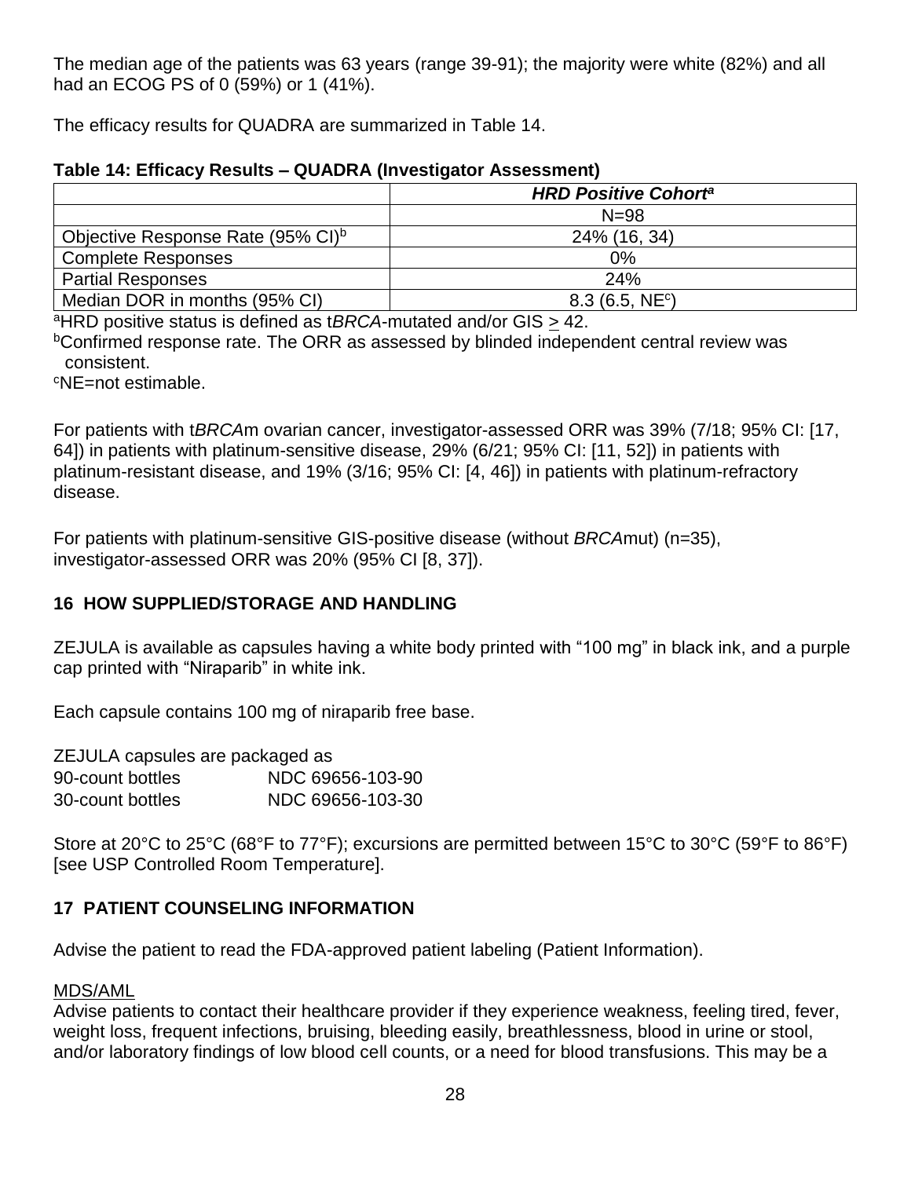The median age of the patients was 63 years (range 39-91); the majority were white (82%) and all had an ECOG PS of 0 (59%) or 1 (41%).

The efficacy results for QUADRA are summarized in Table 14.

**Table 14: Efficacy Results – QUADRA (Investigator Assessment)**

| | ***HRD Positive Cohort*[a]** |
|---|---|
| | N=98 |
| Objective Response Rate (95% CI)[b] | 24% (16, 34) |
| Complete Responses | 0% |
| Partial Responses | 24% |
| Median DOR in months (95% CI) | 8.3 (6.5, NE[c]) |

[a]HRD positive status is defined as t*BRCA*-mutated and/or GIS ≥ 42.

[b]Confirmed response rate. The ORR as assessed by blinded independent central review was consistent.

[c]NE=not estimable.

For patients with t*BRCA*m ovarian cancer, investigator-assessed ORR was 39% (7/18; 95% CI: [17, 64]) in patients with platinum-sensitive disease, 29% (6/21; 95% CI: [11, 52]) in patients with platinum-resistant disease, and 19% (3/16; 95% CI: [4, 46]) in patients with platinum-refractory disease.

For patients with platinum-sensitive GIS-positive disease (without *BRCA*mut) (n=35), investigator-assessed ORR was 20% (95% CI [8, 37]).

## 16 HOW SUPPLIED/STORAGE AND HANDLING

ZEJULA is available as capsules having a white body printed with "100 mg" in black ink, and a purple cap printed with "Niraparib" in white ink.

Each capsule contains 100 mg of niraparib free base.

ZEJULA capsules are packaged as

| | |
|---|---|
| 90-count bottles | NDC 69656-103-90 |
| 30-count bottles | NDC 69656-103-30 |

Store at 20°C to 25°C (68°F to 77°F); excursions are permitted between 15°C to 30°C (59°F to 86°F) [see USP Controlled Room Temperature].

## 17 PATIENT COUNSELING INFORMATION

Advise the patient to read the FDA-approved patient labeling (Patient Information).

<u>MDS/AML</u>

Advise patients to contact their healthcare provider if they experience weakness, feeling tired, fever, weight loss, frequent infections, bruising, bleeding easily, breathlessness, blood in urine or stool, and/or laboratory findings of low blood cell counts, or a need for blood transfusions. This may be a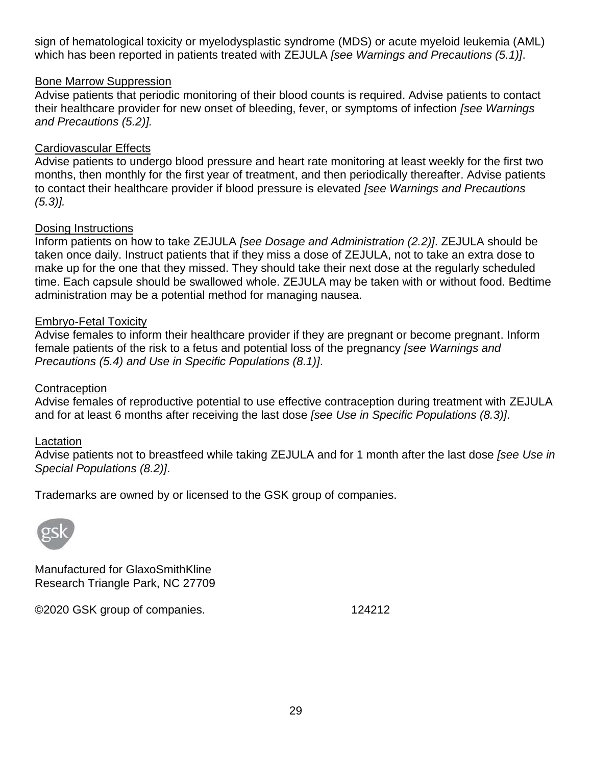sign of hematological toxicity or myelodysplastic syndrome (MDS) or acute myeloid leukemia (AML) which has been reported in patients treated with ZEJULA *[see Warnings and Precautions (5.1)]*.

Bone Marrow Suppression

Advise patients that periodic monitoring of their blood counts is required. Advise patients to contact their healthcare provider for new onset of bleeding, fever, or symptoms of infection *[see Warnings and Precautions (5.2)].*

Cardiovascular Effects

Advise patients to undergo blood pressure and heart rate monitoring at least weekly for the first two months, then monthly for the first year of treatment, and then periodically thereafter. Advise patients to contact their healthcare provider if blood pressure is elevated *[see Warnings and Precautions (5.3)].*

Dosing Instructions

Inform patients on how to take ZEJULA *[see Dosage and Administration (2.2)]*. ZEJULA should be taken once daily. Instruct patients that if they miss a dose of ZEJULA, not to take an extra dose to make up for the one that they missed. They should take their next dose at the regularly scheduled time. Each capsule should be swallowed whole. ZEJULA may be taken with or without food. Bedtime administration may be a potential method for managing nausea.

Embryo-Fetal Toxicity

Advise females to inform their healthcare provider if they are pregnant or become pregnant. Inform female patients of the risk to a fetus and potential loss of the pregnancy *[see Warnings and Precautions (5.4) and Use in Specific Populations (8.1)]*.

Contraception

Advise females of reproductive potential to use effective contraception during treatment with ZEJULA and for at least 6 months after receiving the last dose *[see Use in Specific Populations (8.3)]*.

Lactation

Advise patients not to breastfeed while taking ZEJULA and for 1 month after the last dose *[see Use in Special Populations (8.2)]*.

Trademarks are owned by or licensed to the GSK group of companies.

gsk

Manufactured for GlaxoSmithKline
Research Triangle Park, NC 27709

©2020 GSK group of companies. 124212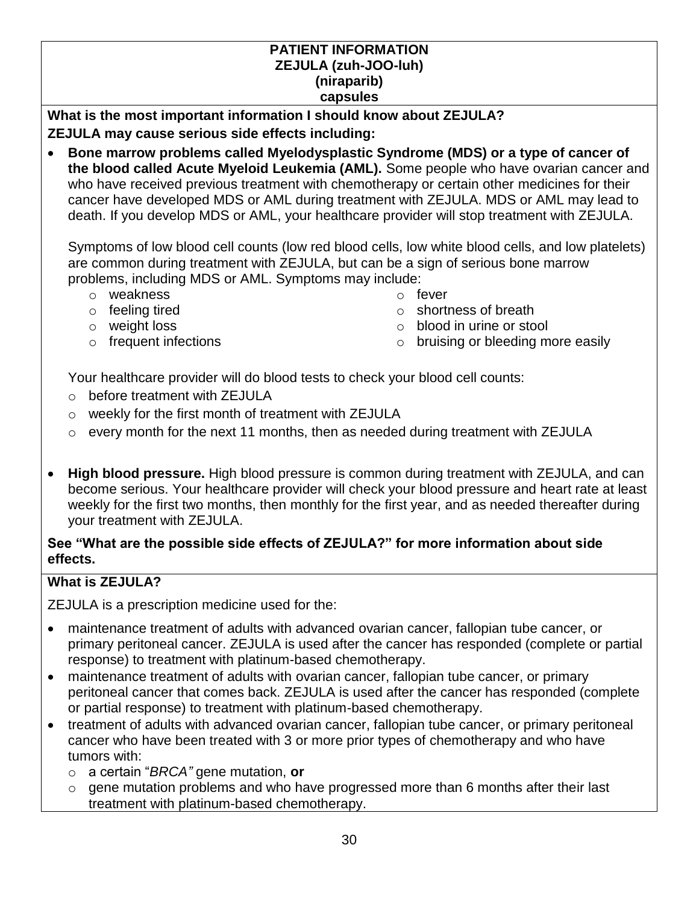# PATIENT INFORMATION
# ZEJULA (zuh-JOO-luh)
# (niraparib)
# capsules

**What is the most important information I should know about ZEJULA?**

**ZEJULA may cause serious side effects including:**

- **Bone marrow problems called Myelodysplastic Syndrome (MDS) or a type of cancer of the blood called Acute Myeloid Leukemia (AML).** Some people who have ovarian cancer and who have received previous treatment with chemotherapy or certain other medicines for their cancer have developed MDS or AML during treatment with ZEJULA. MDS or AML may lead to death. If you develop MDS or AML, your healthcare provider will stop treatment with ZEJULA.

  Symptoms of low blood cell counts (low red blood cells, low white blood cells, and low platelets) are common during treatment with ZEJULA, but can be a sign of serious bone marrow problems, including MDS or AML. Symptoms may include:
  - weakness
  - feeling tired
  - weight loss
  - frequent infections
  - fever
  - shortness of breath
  - blood in urine or stool
  - bruising or bleeding more easily

  Your healthcare provider will do blood tests to check your blood cell counts:
  - before treatment with ZEJULA
  - weekly for the first month of treatment with ZEJULA
  - every month for the next 11 months, then as needed during treatment with ZEJULA

- **High blood pressure.** High blood pressure is common during treatment with ZEJULA, and can become serious. Your healthcare provider will check your blood pressure and heart rate at least weekly for the first two months, then monthly for the first year, and as needed thereafter during your treatment with ZEJULA.

**See "What are the possible side effects of ZEJULA?" for more information about side effects.**

**What is ZEJULA?**

ZEJULA is a prescription medicine used for the:

- maintenance treatment of adults with advanced ovarian cancer, fallopian tube cancer, or primary peritoneal cancer. ZEJULA is used after the cancer has responded (complete or partial response) to treatment with platinum-based chemotherapy.
- maintenance treatment of adults with ovarian cancer, fallopian tube cancer, or primary peritoneal cancer that comes back. ZEJULA is used after the cancer has responded (complete or partial response) to treatment with platinum-based chemotherapy.
- treatment of adults with advanced ovarian cancer, fallopian tube cancer, or primary peritoneal cancer who have been treated with 3 or more prior types of chemotherapy and who have tumors with:
  - a certain "*BRCA"* gene mutation, **or**
  - gene mutation problems and who have progressed more than 6 months after their last treatment with platinum-based chemotherapy.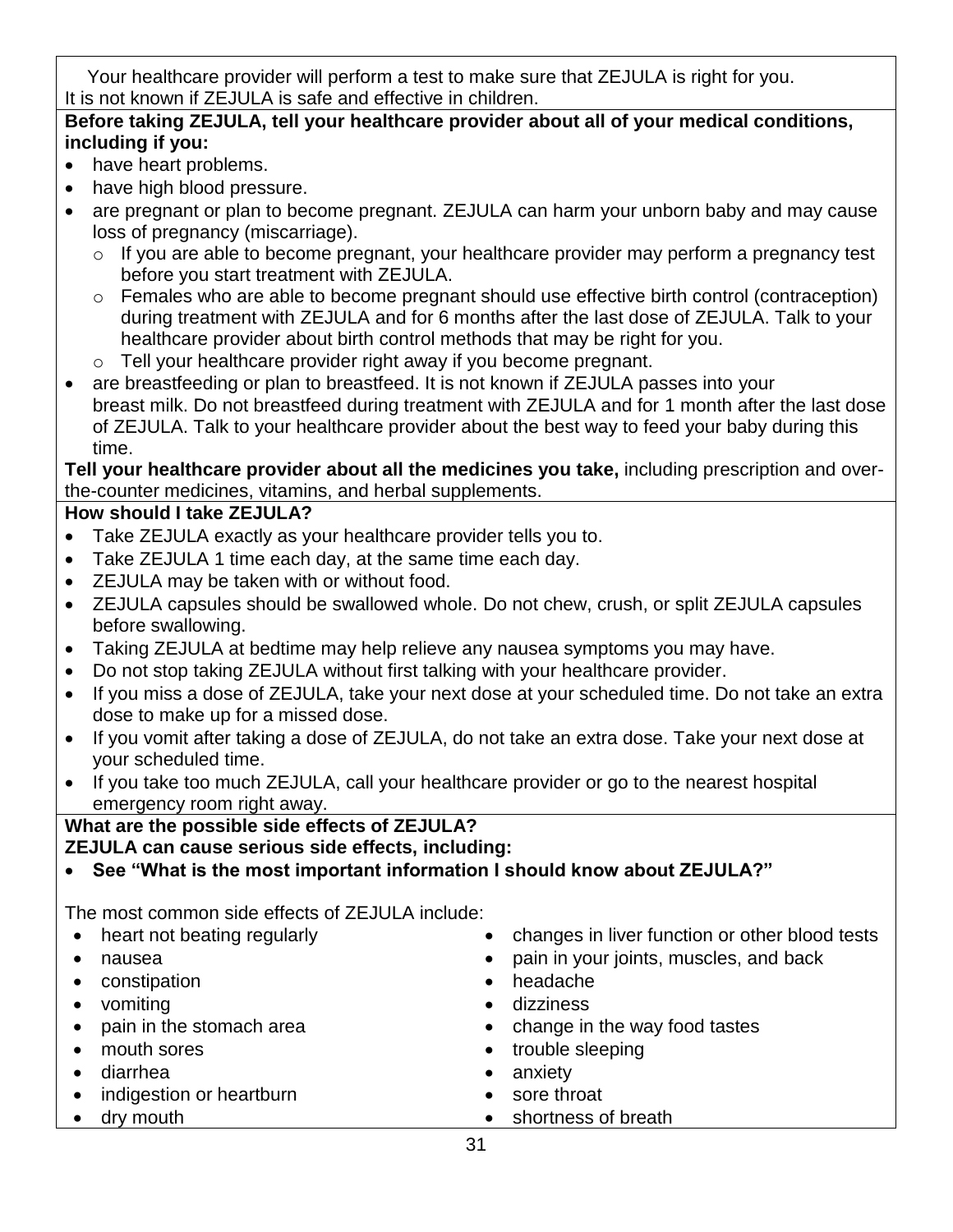Your healthcare provider will perform a test to make sure that ZEJULA is right for you.
It is not known if ZEJULA is safe and effective in children.

**Before taking ZEJULA, tell your healthcare provider about all of your medical conditions, including if you:**

- have heart problems.
- have high blood pressure.
- are pregnant or plan to become pregnant. ZEJULA can harm your unborn baby and may cause loss of pregnancy (miscarriage).
  - If you are able to become pregnant, your healthcare provider may perform a pregnancy test before you start treatment with ZEJULA.
  - Females who are able to become pregnant should use effective birth control (contraception) during treatment with ZEJULA and for 6 months after the last dose of ZEJULA. Talk to your healthcare provider about birth control methods that may be right for you.
  - Tell your healthcare provider right away if you become pregnant.
- are breastfeeding or plan to breastfeed. It is not known if ZEJULA passes into your breast milk. Do not breastfeed during treatment with ZEJULA and for 1 month after the last dose of ZEJULA. Talk to your healthcare provider about the best way to feed your baby during this time.

**Tell your healthcare provider about all the medicines you take,** including prescription and over-the-counter medicines, vitamins, and herbal supplements.

**How should I take ZEJULA?**

- Take ZEJULA exactly as your healthcare provider tells you to.
- Take ZEJULA 1 time each day, at the same time each day.
- ZEJULA may be taken with or without food.
- ZEJULA capsules should be swallowed whole. Do not chew, crush, or split ZEJULA capsules before swallowing.
- Taking ZEJULA at bedtime may help relieve any nausea symptoms you may have.
- Do not stop taking ZEJULA without first talking with your healthcare provider.
- If you miss a dose of ZEJULA, take your next dose at your scheduled time. Do not take an extra dose to make up for a missed dose.
- If you vomit after taking a dose of ZEJULA, do not take an extra dose. Take your next dose at your scheduled time.
- If you take too much ZEJULA, call your healthcare provider or go to the nearest hospital emergency room right away.

**What are the possible side effects of ZEJULA?**

**ZEJULA can cause serious side effects, including:**

- **See "What is the most important information I should know about ZEJULA?"**

The most common side effects of ZEJULA include:

- heart not beating regularly
- nausea
- constipation
- vomiting
- pain in the stomach area
- mouth sores
- diarrhea
- indigestion or heartburn
- dry mouth
- changes in liver function or other blood tests
- pain in your joints, muscles, and back
- headache
- dizziness
- change in the way food tastes
- trouble sleeping
- anxiety
- sore throat
- shortness of breath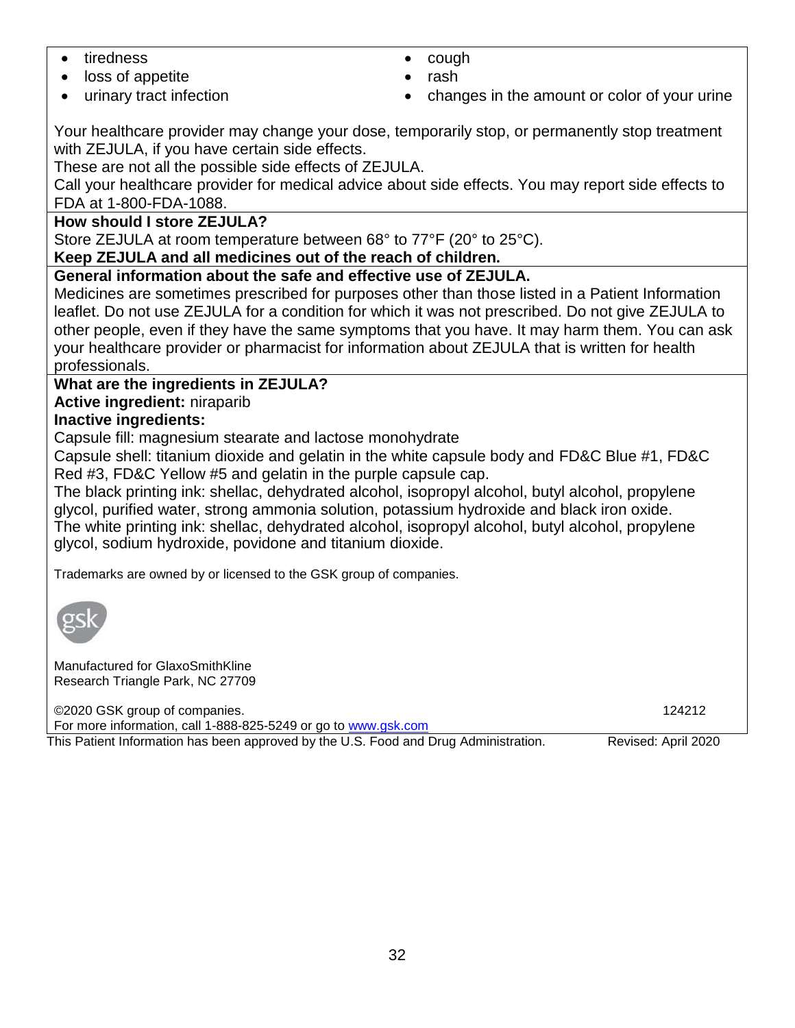- tiredness
- loss of appetite
- urinary tract infection
- cough
- rash
- changes in the amount or color of your urine

Your healthcare provider may change your dose, temporarily stop, or permanently stop treatment with ZEJULA, if you have certain side effects.
These are not all the possible side effects of ZEJULA.
Call your healthcare provider for medical advice about side effects. You may report side effects to FDA at 1-800-FDA-1088.

**How should I store ZEJULA?**

Store ZEJULA at room temperature between 68° to 77°F (20° to 25°C).

**Keep ZEJULA and all medicines out of the reach of children.**

**General information about the safe and effective use of ZEJULA.**

Medicines are sometimes prescribed for purposes other than those listed in a Patient Information leaflet. Do not use ZEJULA for a condition for which it was not prescribed. Do not give ZEJULA to other people, even if they have the same symptoms that you have. It may harm them. You can ask your healthcare provider or pharmacist for information about ZEJULA that is written for health professionals.

**What are the ingredients in ZEJULA?**

**Active ingredient:** niraparib

**Inactive ingredients:**

Capsule fill: magnesium stearate and lactose monohydrate

Capsule shell: titanium dioxide and gelatin in the white capsule body and FD&C Blue #1, FD&C Red #3, FD&C Yellow #5 and gelatin in the purple capsule cap.

The black printing ink: shellac, dehydrated alcohol, isopropyl alcohol, butyl alcohol, propylene glycol, purified water, strong ammonia solution, potassium hydroxide and black iron oxide.

The white printing ink: shellac, dehydrated alcohol, isopropyl alcohol, butyl alcohol, propylene glycol, sodium hydroxide, povidone and titanium dioxide.

Trademarks are owned by or licensed to the GSK group of companies.

gsk

Manufactured for GlaxoSmithKline
Research Triangle Park, NC 27709

©2020 GSK group of companies. 124212

For more information, call 1-888-825-5249 or go to www.gsk.com

This Patient Information has been approved by the U.S. Food and Drug Administration. Revised: April 2020